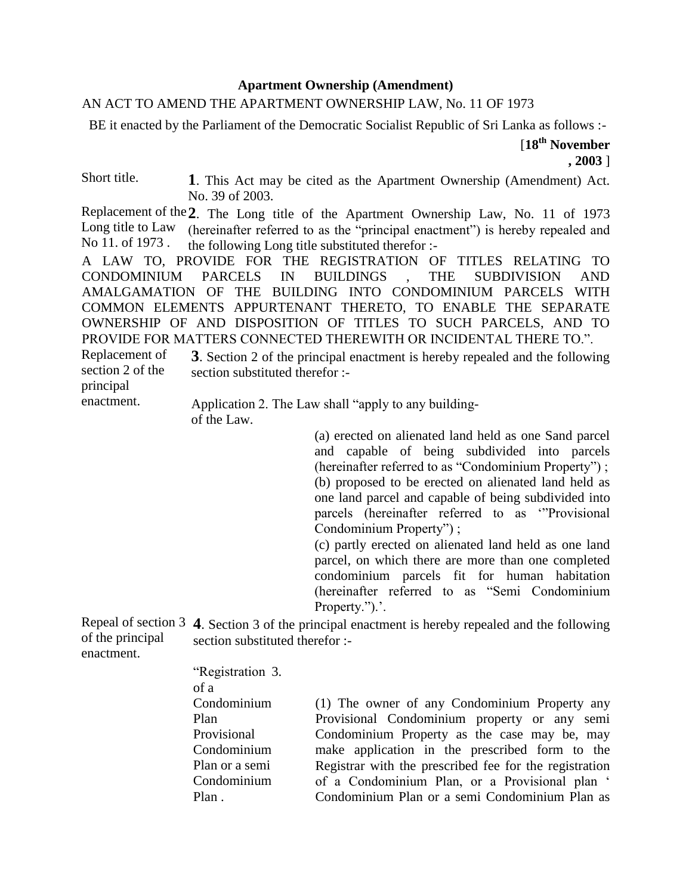**Apartment Ownership (Amendment)**

AN ACT TO AMEND THE APARTMENT OWNERSHIP LAW, No. 11 OF 1973

BE it enacted by the Parliament of the Democratic Socialist Republic of Sri Lanka as follows :-

[**18th November , 2003** ]

Short title.

**1**. This Act may be cited as the Apartment Ownership (Amendment) Act. No. 39 of 2003.

Replacement of the Long title to Law No 11. of 1973 .

**2**. The Long title of the Apartment Ownership Law, No. 11 of 1973 (hereinafter referred to as the "principal enactment") is hereby repealed and the following Long title substituted therefor :-

A LAW TO, PROVIDE FOR THE REGISTRATION OF TITLES RELATING TO CONDOMINIUM PARCELS IN BUILDINGS , THE SUBDIVISION AND AMALGAMATION OF THE BUILDING INTO CONDOMINIUM PARCELS WITH COMMON ELEMENTS APPURTENANT THERETO, TO ENABLE THE SEPARATE OWNERSHIP OF AND DISPOSITION OF TITLES TO SUCH PARCELS, AND TO PROVIDE FOR MATTERS CONNECTED THEREWITH OR INCIDENTAL THERE TO.".

Replacement of section 2 of the principal enactment.

**3**. Section 2 of the principal enactment is hereby repealed and the following section substituted therefor :-

Application of the Law.

2. The Law shall "apply to any building-

(a) erected on alienated land held as one Sand parcel and capable of being subdivided into parcels (hereinafter referred to as "Condominium Property") ;

(b) proposed to be erected on alienated land held as one land parcel and capable of being subdivided into parcels (hereinafter referred to as '"Provisional Condominium Property") ;

(c) partly erected on alienated land held as one land parcel, on which there are more than one completed condominium parcels fit for human habitation (hereinafter referred to as "Semi Condominium Property.").'.

Repeal of section 3 of the principal enactment.

**4**. Section 3 of the principal enactment is hereby repealed and the following section substituted therefor :-

"Registration of a Condominium Plan Provisional Condominium Plan or a semi Condominium Plan .

3. (1) The owner of any Condominium Property any Provisional Condominium property or any semi Condominium Property as the case may be, may make application in the prescribed form to the Registrar with the prescribed fee for the registration of a Condominium Plan, or a Provisional plan ' Condominium Plan or a semi Condominium Plan as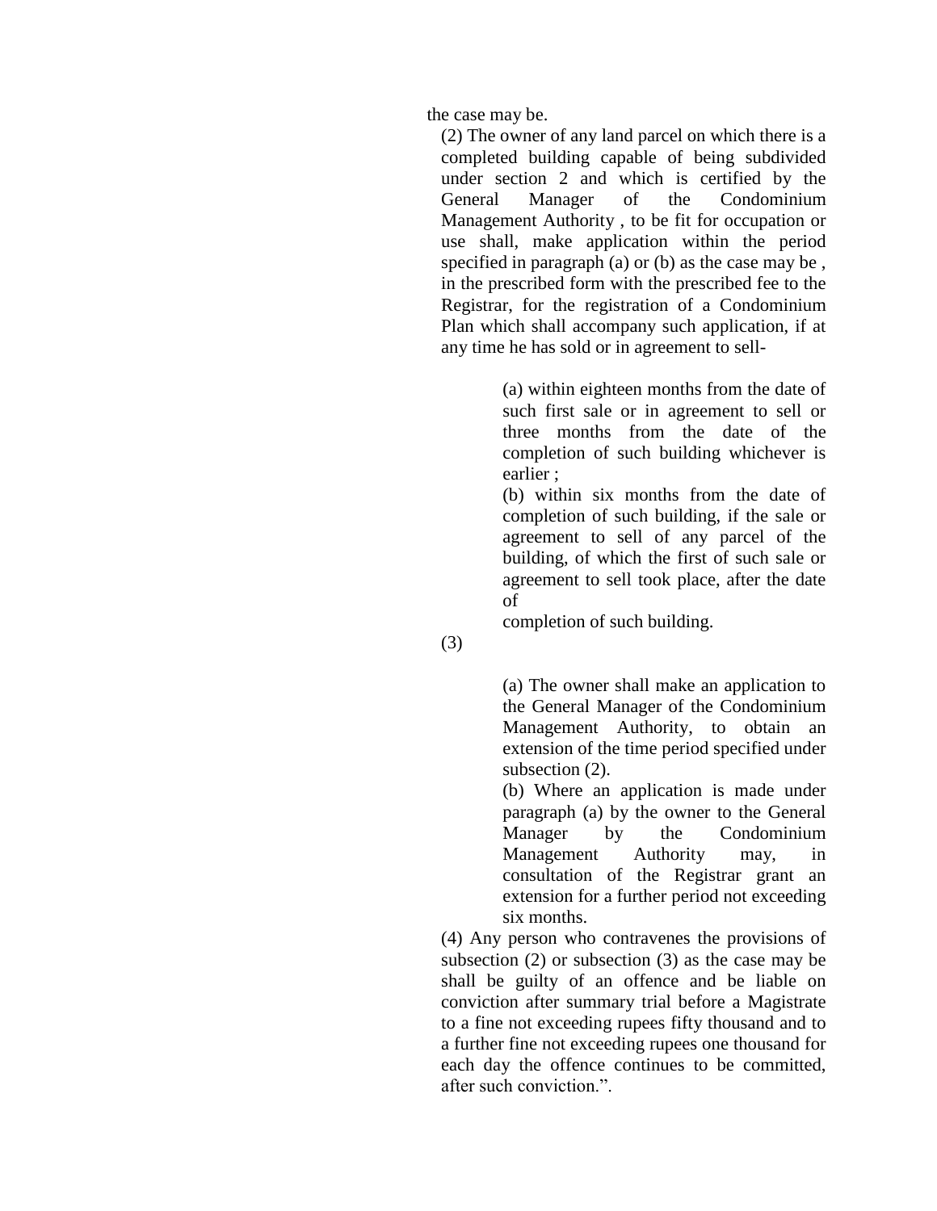the case may be.

(2) The owner of any land parcel on which there is a completed building capable of being subdivided under section 2 and which is certified by the General Manager of the Condominium Management Authority , to be fit for occupation or use shall, make application within the period specified in paragraph (a) or (b) as the case may be , in the prescribed form with the prescribed fee to the Registrar, for the registration of a Condominium Plan which shall accompany such application, if at any time he has sold or in agreement to sell-

(a) within eighteen months from the date of such first sale or in agreement to sell or three months from the date of the completion of such building whichever is earlier ;

(b) within six months from the date of completion of such building, if the sale or agreement to sell of any parcel of the building, of which the first of such sale or agreement to sell took place, after the date of completion of such building.

(3)

(a) The owner shall make an application to the General Manager of the Condominium Management Authority, to obtain an extension of the time period specified under subsection (2).

(b) Where an application is made under paragraph (a) by the owner to the General Manager by the Condominium Management Authority may, in consultation of the Registrar grant an extension for a further period not exceeding six months.

(4) Any person who contravenes the provisions of subsection (2) or subsection (3) as the case may be shall be guilty of an offence and be liable on conviction after summary trial before a Magistrate to a fine not exceeding rupees fifty thousand and to a further fine not exceeding rupees one thousand for each day the offence continues to be committed, after such conviction.”.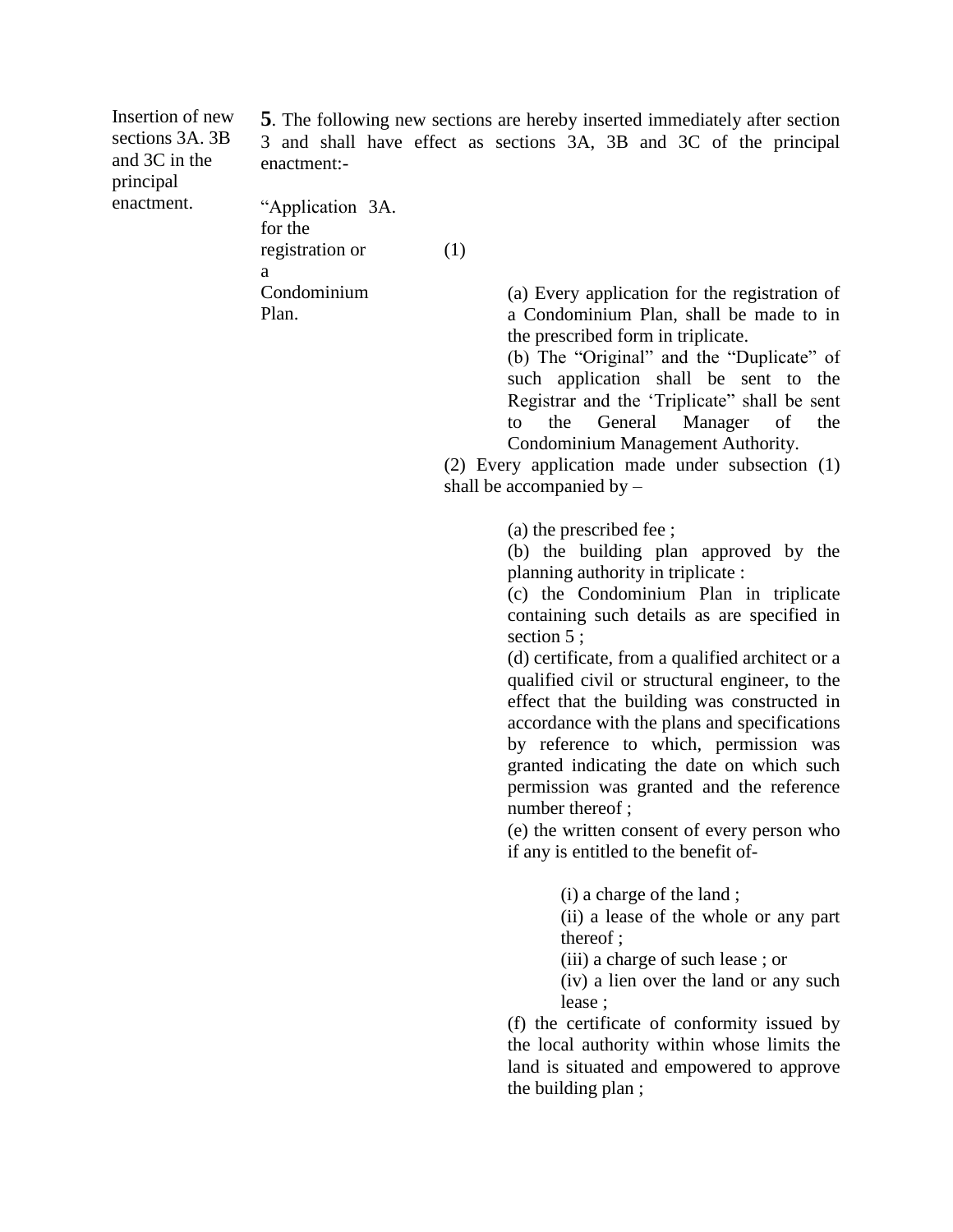Insertion of new sections 3A. 3B and 3C in the principal enactment.

**5**. The following new sections are hereby inserted immediately after section 3 and shall have effect as sections 3A, 3B and 3C of the principal enactment:-

"Application for the registration or a Condominium Plan.

3A. (1)

(a) Every application for the registration of a Condominium Plan, shall be made to in the prescribed form in triplicate.

(b) The "Original" and the "Duplicate" of such application shall be sent to the Registrar and the 'Triplicate" shall be sent to the General Manager of the Condominium Management Authority.

(2) Every application made under subsection (1) shall be accompanied by –

(a) the prescribed fee ;

(b) the building plan approved by the planning authority in triplicate :

(c) the Condominium Plan in triplicate containing such details as are specified in section 5 ;

(d) certificate, from a qualified architect or a qualified civil or structural engineer, to the effect that the building was constructed in accordance with the plans and specifications by reference to which, permission was granted indicating the date on which such permission was granted and the reference number thereof ;

(e) the written consent of every person who if any is entitled to the benefit of-

(i) a charge of the land ;

(ii) a lease of the whole or any part thereof ;

(iii) a charge of such lease ; or

(iv) a lien over the land or any such lease ;

(f) the certificate of conformity issued by the local authority within whose limits the land is situated and empowered to approve the building plan ;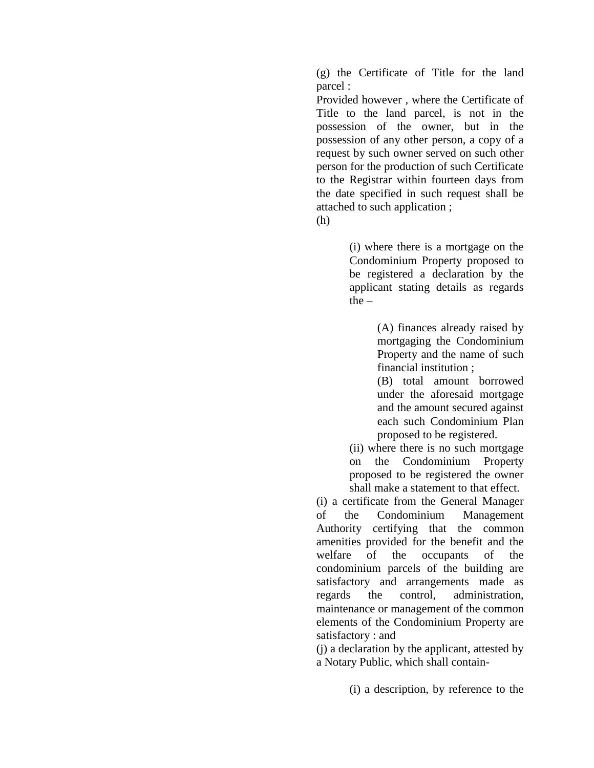(g) the Certificate of Title for the land parcel :

Provided however , where the Certificate of Title to the land parcel, is not in the possession of the owner, but in the possession of any other person, a copy of a request by such owner served on such other person for the production of such Certificate to the Registrar within fourteen days from the date specified in such request shall be attached to such application ;

(h)

> (i) where there is a mortgage on the Condominium Property proposed to be registered a declaration by the applicant stating details as regards the –
>
> > (A) finances already raised by mortgaging the Condominium Property and the name of such financial institution ;
> >
> > (B) total amount borrowed under the aforesaid mortgage and the amount secured against each such Condominium Plan proposed to be registered.
>
> (ii) where there is no such mortgage on the Condominium Property proposed to be registered the owner shall make a statement to that effect.

(i) a certificate from the General Manager of the Condominium Management Authority certifying that the common amenities provided for the benefit and the welfare of the occupants of the condominium parcels of the building are satisfactory and arrangements made as regards the control, administration, maintenance or management of the common elements of the Condominium Property are satisfactory : and

(j) a declaration by the applicant, attested by a Notary Public, which shall contain-

> (i) a description, by reference to the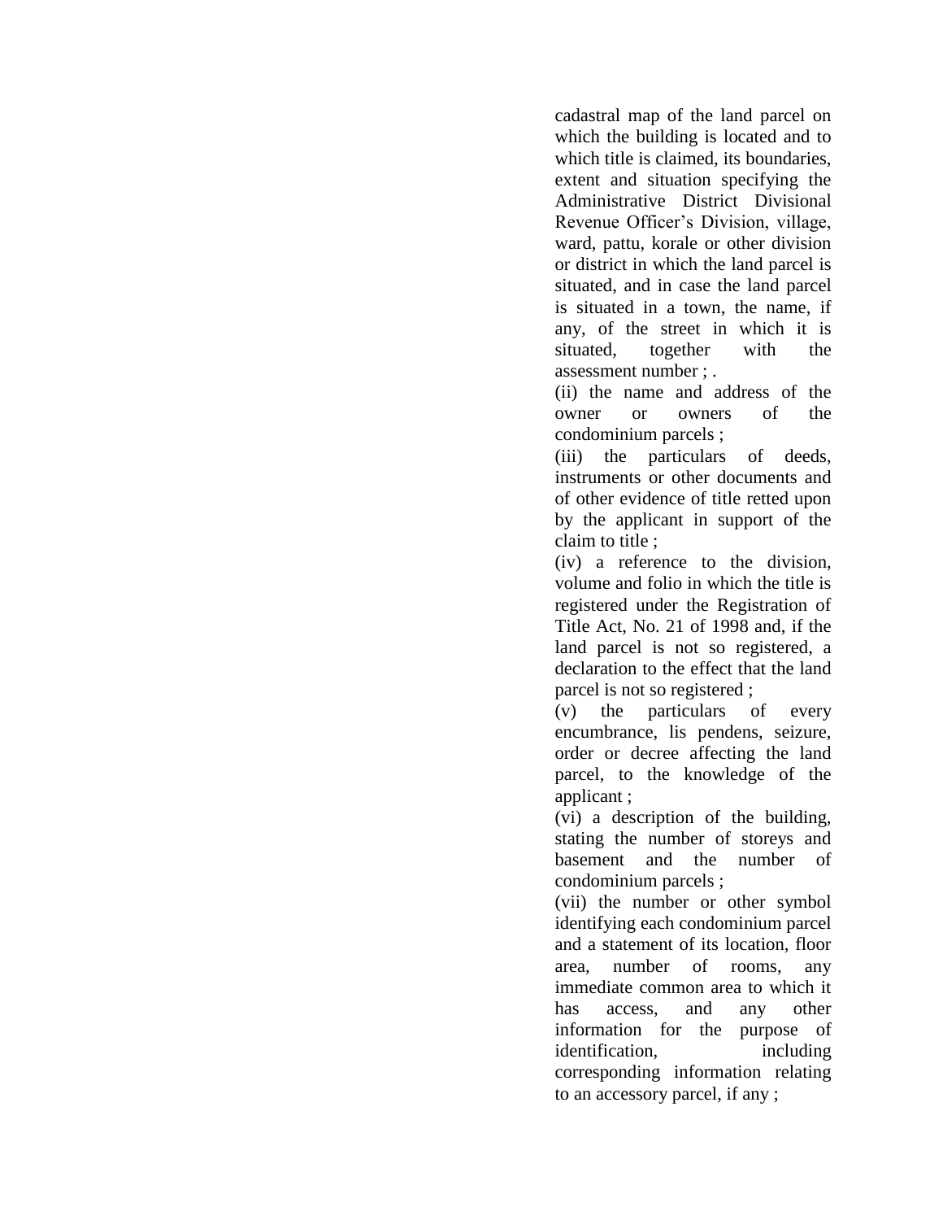cadastral map of the land parcel on which the building is located and to which title is claimed, its boundaries, extent and situation specifying the Administrative District Divisional Revenue Officer's Division, village, ward, pattu, korale or other division or district in which the land parcel is situated, and in case the land parcel is situated in a town, the name, if any, of the street in which it is situated, together with the assessment number ; .

(ii) the name and address of the owner or owners of the condominium parcels ;

(iii) the particulars of deeds, instruments or other documents and of other evidence of title retted upon by the applicant in support of the claim to title ;

(iv) a reference to the division, volume and folio in which the title is registered under the Registration of Title Act, No. 21 of 1998 and, if the land parcel is not so registered, a declaration to the effect that the land parcel is not so registered ;

(v) the particulars of every encumbrance, lis pendens, seizure, order or decree affecting the land parcel, to the knowledge of the applicant ;

(vi) a description of the building, stating the number of storeys and basement and the number of condominium parcels ;

(vii) the number or other symbol identifying each condominium parcel and a statement of its location, floor area, number of rooms, any immediate common area to which it has access, and any other information for the purpose of identification, including corresponding information relating to an accessory parcel, if any ;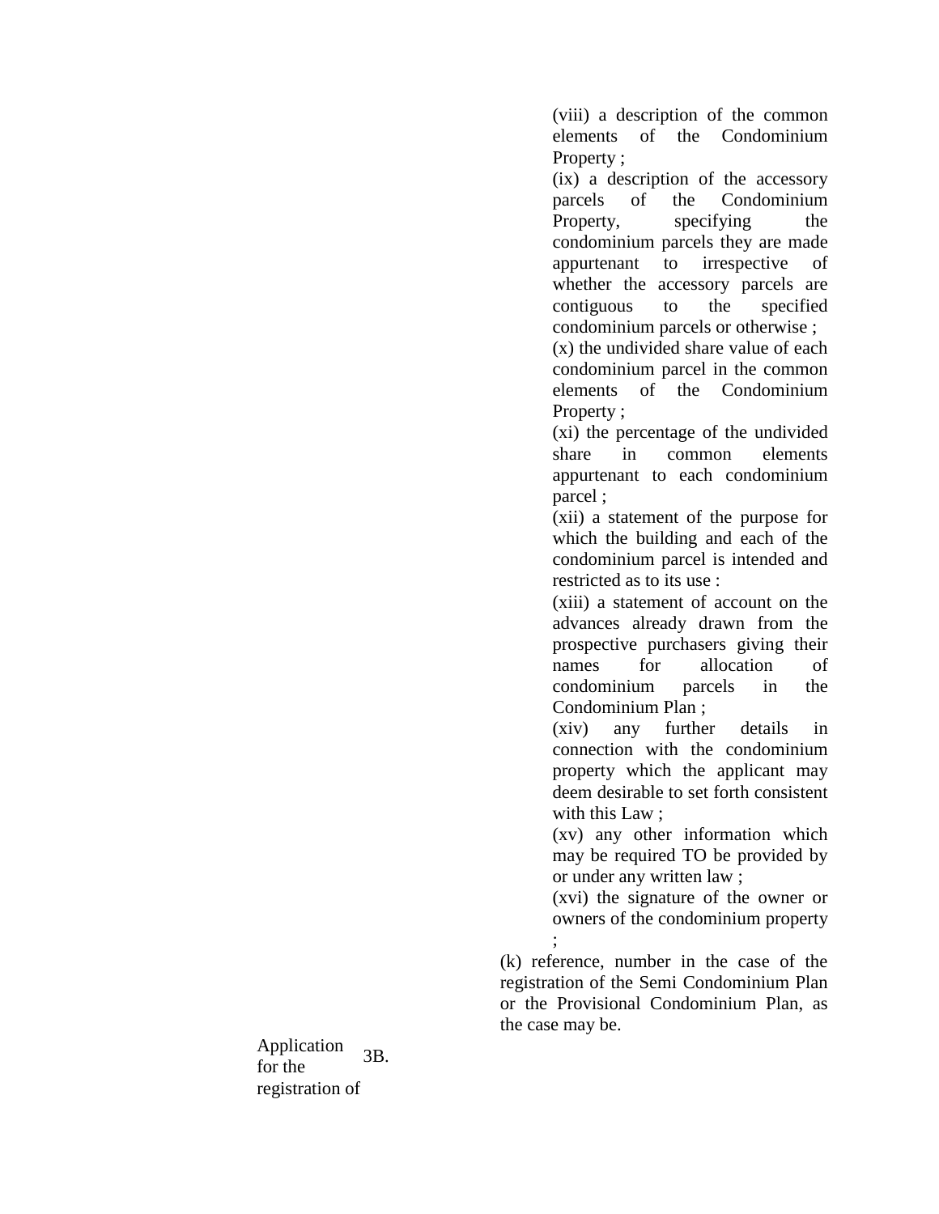(viii) a description of the common elements of the Condominium Property ;

(ix) a description of the accessory parcels of the Condominium Property, specifying the condominium parcels they are made appurtenant to irrespective of whether the accessory parcels are contiguous to the specified condominium parcels or otherwise ;

(x) the undivided share value of each condominium parcel in the common elements of the Condominium Property ;

(xi) the percentage of the undivided share in common elements appurtenant to each condominium parcel ;

(xii) a statement of the purpose for which the building and each of the condominium parcel is intended and restricted as to its use :

(xiii) a statement of account on the advances already drawn from the prospective purchasers giving their names for allocation of condominium parcels in the Condominium Plan ;

(xiv) any further details in connection with the condominium property which the applicant may deem desirable to set forth consistent with this Law ;

(xv) any other information which may be required TO be provided by or under any written law ;

(xvi) the signature of the owner or owners of the condominium property ;

(k) reference, number in the case of the registration of the Semi Condominium Plan or the Provisional Condominium Plan, as the case may be.

Application for the registration of

3B.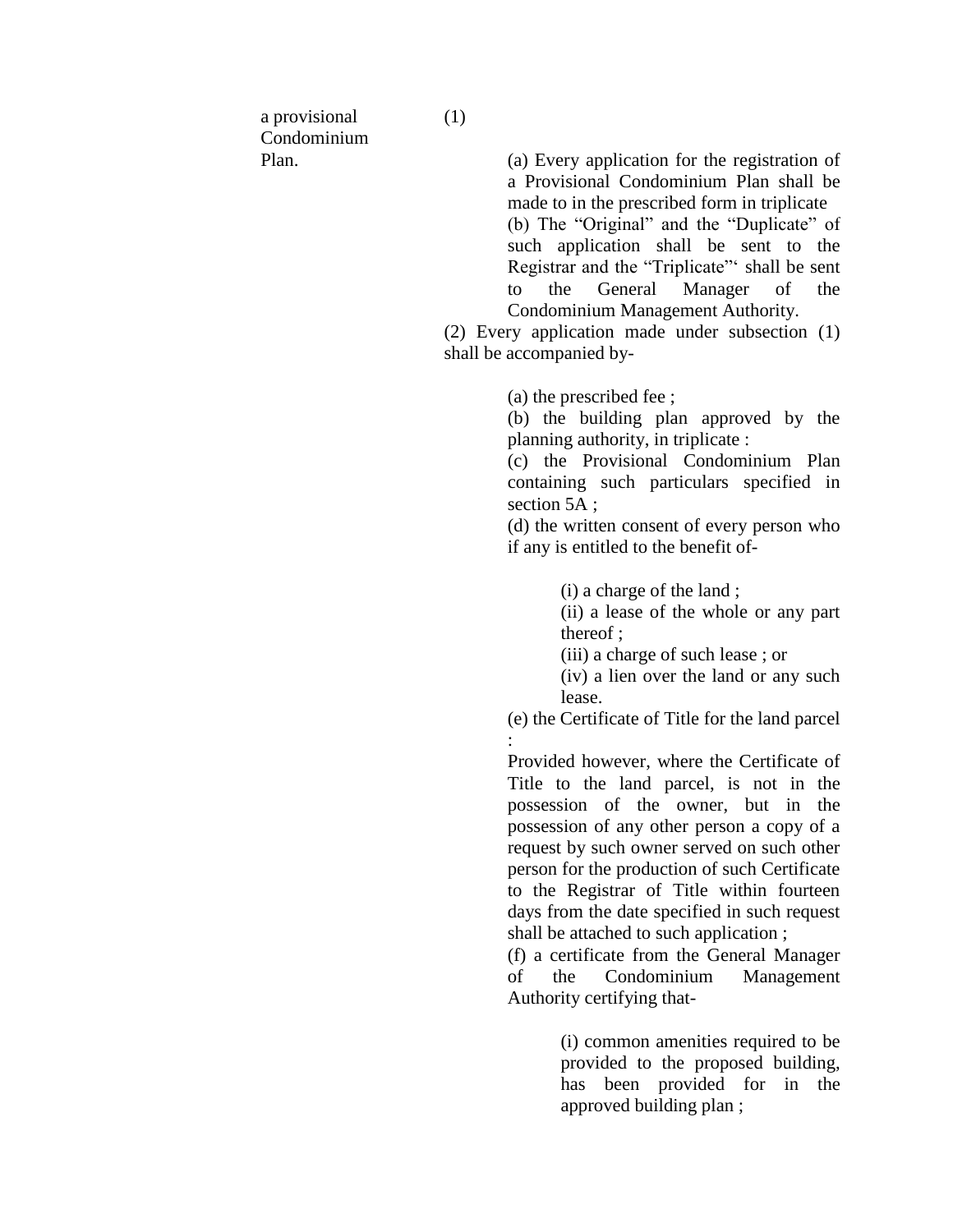a provisional Condominium Plan.

(1)

(a) Every application for the registration of a Provisional Condominium Plan shall be made to in the prescribed form in triplicate

(b) The “Original” and the “Duplicate” of such application shall be sent to the Registrar and the “Triplicate”‘ shall be sent to the General Manager of the Condominium Management Authority.

(2) Every application made under subsection (1) shall be accompanied by-

(a) the prescribed fee ;

(b) the building plan approved by the planning authority, in triplicate :

(c) the Provisional Condominium Plan containing such particulars specified in section 5A ;

(d) the written consent of every person who if any is entitled to the benefit of-

(i) a charge of the land ;

(ii) a lease of the whole or any part thereof ;

(iii) a charge of such lease ; or

(iv) a lien over the land or any such lease.

(e) the Certificate of Title for the land parcel :

Provided however, where the Certificate of Title to the land parcel, is not in the possession of the owner, but in the possession of any other person a copy of a request by such owner served on such other person for the production of such Certificate to the Registrar of Title within fourteen days from the date specified in such request shall be attached to such application ;

(f) a certificate from the General Manager of the Condominium Management Authority certifying that-

(i) common amenities required to be provided to the proposed building, has been provided for in the approved building plan ;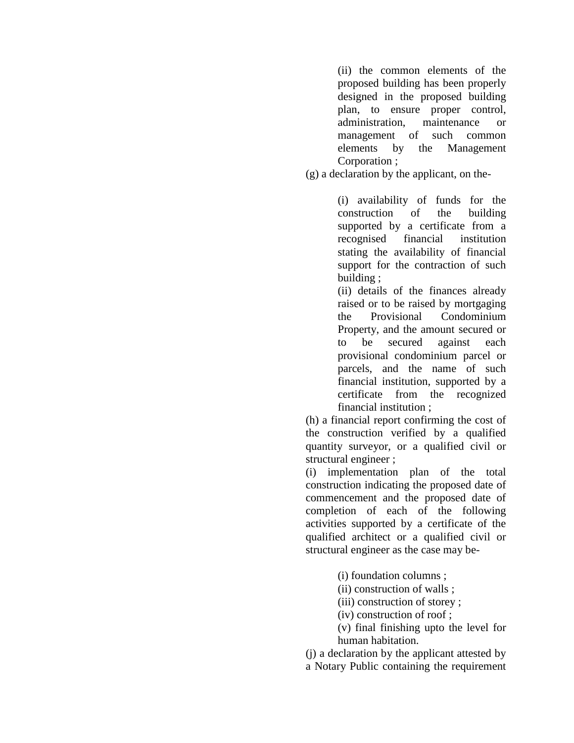(ii) the common elements of the proposed building has been properly designed in the proposed building plan, to ensure proper control, administration, maintenance or management of such common elements by the Management Corporation ;

(g) a declaration by the applicant, on the-

(i) availability of funds for the construction of the building supported by a certificate from a recognised financial institution stating the availability of financial support for the contraction of such building ;

(ii) details of the finances already raised or to be raised by mortgaging the Provisional Condominium Property, and the amount secured or to be secured against each provisional condominium parcel or parcels, and the name of such financial institution, supported by a certificate from the recognized financial institution ;

(h) a financial report confirming the cost of the construction verified by a qualified quantity surveyor, or a qualified civil or structural engineer ;

(i) implementation plan of the total construction indicating the proposed date of commencement and the proposed date of completion of each of the following activities supported by a certificate of the qualified architect or a qualified civil or structural engineer as the case may be-

(i) foundation columns ;

(ii) construction of walls ;

(iii) construction of storey ;

(iv) construction of roof ;

(v) final finishing upto the level for human habitation.

(j) a declaration by the applicant attested by a Notary Public containing the requirement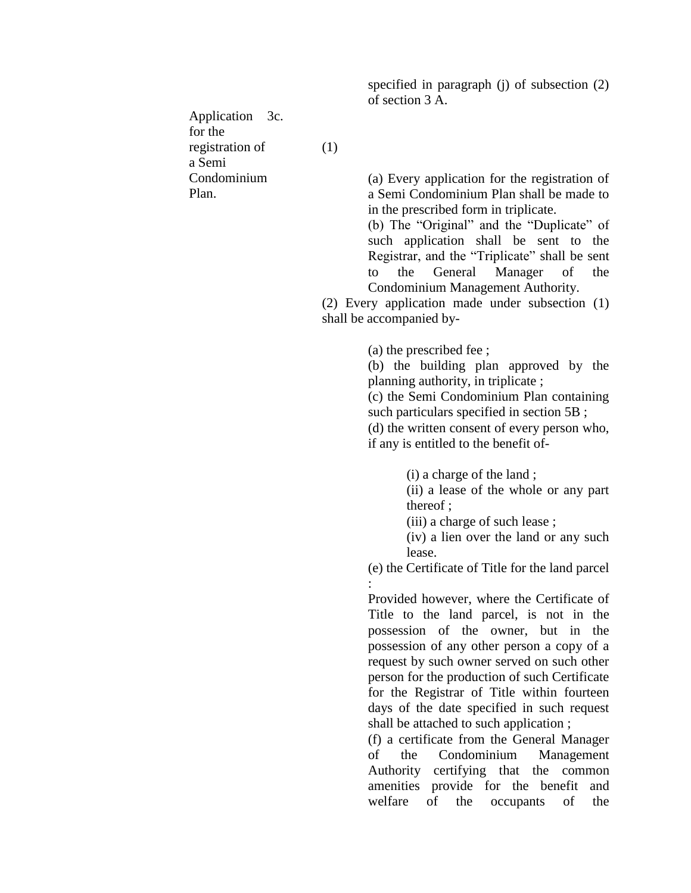specified in paragraph (j) of subsection (2) of section 3 A.

**Application for the registration of a Semi Condominium Plan.**

3c. (1)

(a) Every application for the registration of a Semi Condominium Plan shall be made to in the prescribed form in triplicate.

(b) The "Original" and the "Duplicate" of such application shall be sent to the Registrar, and the "Triplicate" shall be sent to the General Manager of the Condominium Management Authority.

(2) Every application made under subsection (1) shall be accompanied by-

(a) the prescribed fee ;

(b) the building plan approved by the planning authority, in triplicate ;

(c) the Semi Condominium Plan containing such particulars specified in section 5B ;

(d) the written consent of every person who, if any is entitled to the benefit of-

(i) a charge of the land ;

(ii) a lease of the whole or any part thereof ;

(iii) a charge of such lease ;

(iv) a lien over the land or any such lease.

(e) the Certificate of Title for the land parcel :

Provided however, where the Certificate of Title to the land parcel, is not in the possession of the owner, but in the possession of any other person a copy of a request by such owner served on such other person for the production of such Certificate for the Registrar of Title within fourteen days of the date specified in such request shall be attached to such application ;

(f) a certificate from the General Manager of the Condominium Management Authority certifying that the common amenities provide for the benefit and welfare of the occupants of the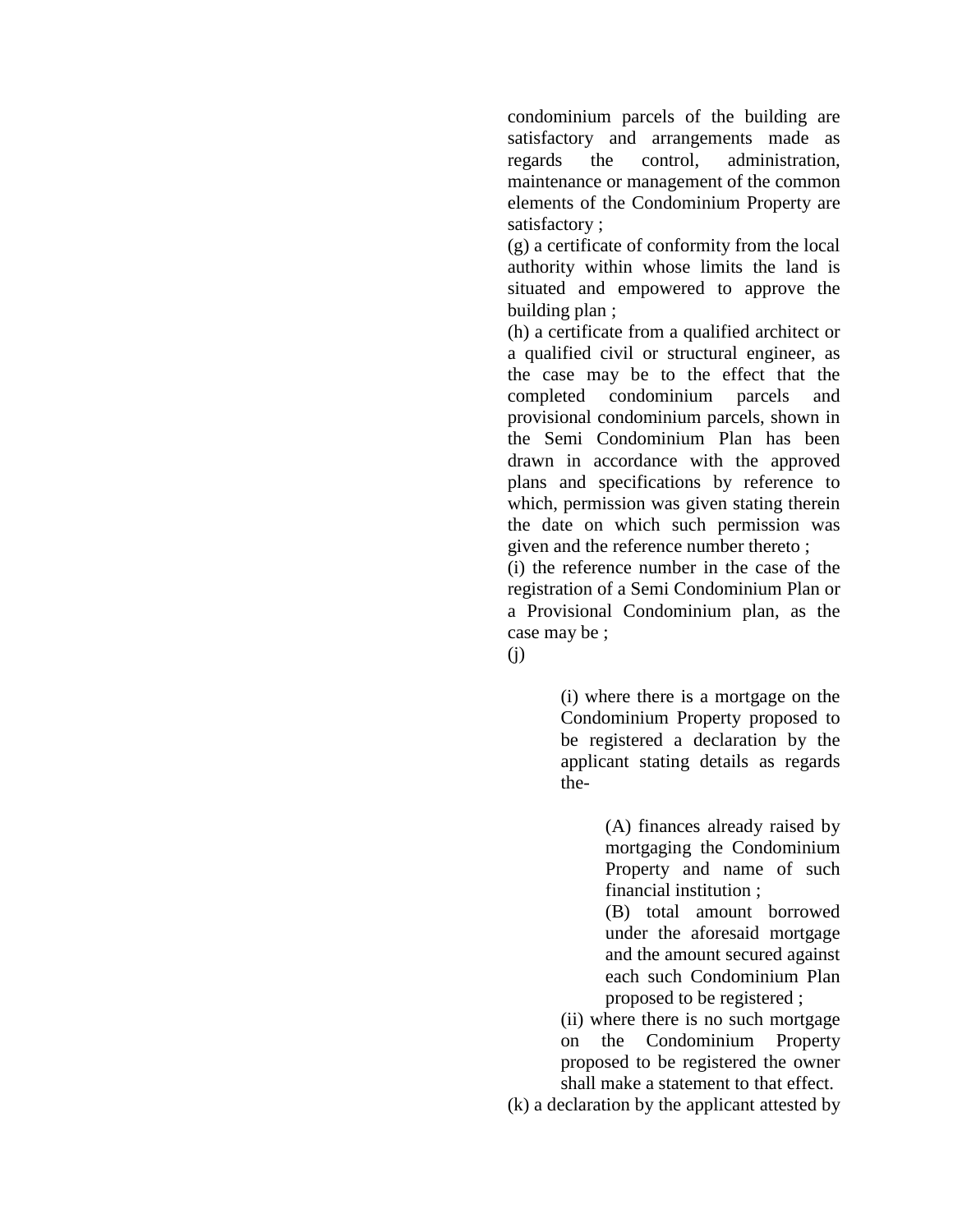condominium parcels of the building are satisfactory and arrangements made as regards the control, administration, maintenance or management of the common elements of the Condominium Property are satisfactory ;

(g) a certificate of conformity from the local authority within whose limits the land is situated and empowered to approve the building plan ;

(h) a certificate from a qualified architect or a qualified civil or structural engineer, as the case may be to the effect that the completed condominium parcels and provisional condominium parcels, shown in the Semi Condominium Plan has been drawn in accordance with the approved plans and specifications by reference to which, permission was given stating therein the date on which such permission was given and the reference number thereto ;

(i) the reference number in the case of the registration of a Semi Condominium Plan or a Provisional Condominium plan, as the case may be ;

(j)

> (i) where there is a mortgage on the Condominium Property proposed to be registered a declaration by the applicant stating details as regards the-
>
> > (A) finances already raised by mortgaging the Condominium Property and name of such financial institution ;
> >
> > (B) total amount borrowed under the aforesaid mortgage and the amount secured against each such Condominium Plan proposed to be registered ;
>
> (ii) where there is no such mortgage on the Condominium Property proposed to be registered the owner shall make a statement to that effect.

(k) a declaration by the applicant attested by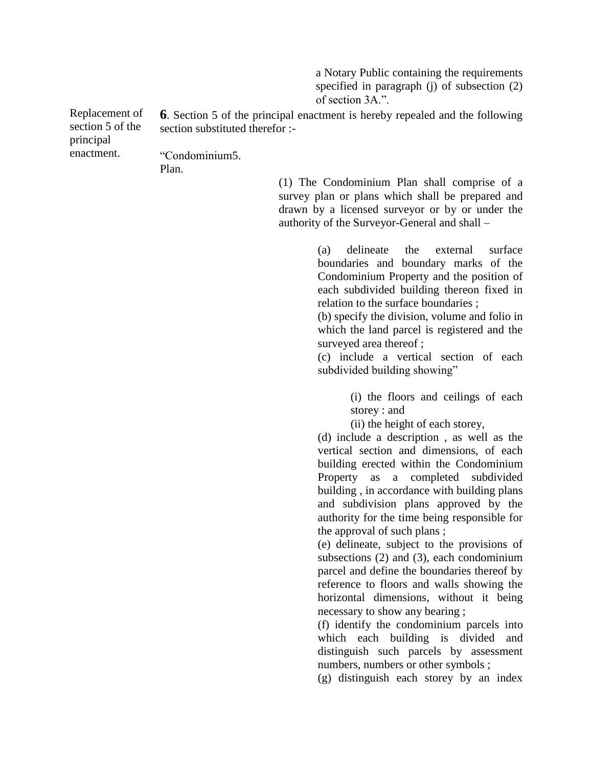a Notary Public containing the requirements specified in paragraph (j) of subsection (2) of section 3A.".

Replacement of section 5 of the principal enactment.

**6**. Section 5 of the principal enactment is hereby repealed and the following section substituted therefor :-

"Condominium Plan.

5. (1) The Condominium Plan shall comprise of a survey plan or plans which shall be prepared and drawn by a licensed surveyor or by or under the authority of the Surveyor-General and shall –

(a) delineate the external surface boundaries and boundary marks of the Condominium Property and the position of each subdivided building thereon fixed in relation to the surface boundaries ;

(b) specify the division, volume and folio in which the land parcel is registered and the surveyed area thereof ;

(c) include a vertical section of each subdivided building showing"

(i) the floors and ceilings of each storey : and

(ii) the height of each storey,

(d) include a description , as well as the vertical section and dimensions, of each building erected within the Condominium Property as a completed subdivided building , in accordance with building plans and subdivision plans approved by the authority for the time being responsible for the approval of such plans ;

(e) delineate, subject to the provisions of subsections (2) and (3), each condominium parcel and define the boundaries thereof by reference to floors and walls showing the horizontal dimensions, without it being necessary to show any bearing ;

(f) identify the condominium parcels into which each building is divided and distinguish such parcels by assessment numbers, numbers or other symbols ;

(g) distinguish each storey by an index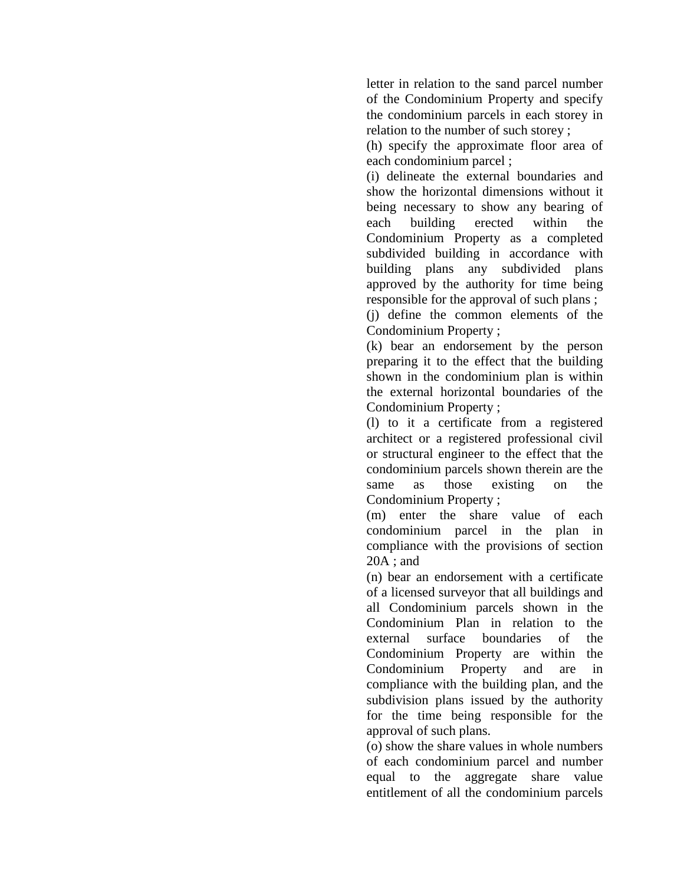letter in relation to the sand parcel number of the Condominium Property and specify the condominium parcels in each storey in relation to the number of such storey ;

(h) specify the approximate floor area of each condominium parcel ;

(i) delineate the external boundaries and show the horizontal dimensions without it being necessary to show any bearing of each building erected within the Condominium Property as a completed subdivided building in accordance with building plans any subdivided plans approved by the authority for time being responsible for the approval of such plans ;

(j) define the common elements of the Condominium Property ;

(k) bear an endorsement by the person preparing it to the effect that the building shown in the condominium plan is within the external horizontal boundaries of the Condominium Property ;

(l) to it a certificate from a registered architect or a registered professional civil or structural engineer to the effect that the condominium parcels shown therein are the same as those existing on the Condominium Property ;

(m) enter the share value of each condominium parcel in the plan in compliance with the provisions of section 20A ; and

(n) bear an endorsement with a certificate of a licensed surveyor that all buildings and all Condominium parcels shown in the Condominium Plan in relation to the external surface boundaries of the Condominium Property are within the Condominium Property and are in compliance with the building plan, and the subdivision plans issued by the authority for the time being responsible for the approval of such plans.

(o) show the share values in whole numbers of each condominium parcel and number equal to the aggregate share value entitlement of all the condominium parcels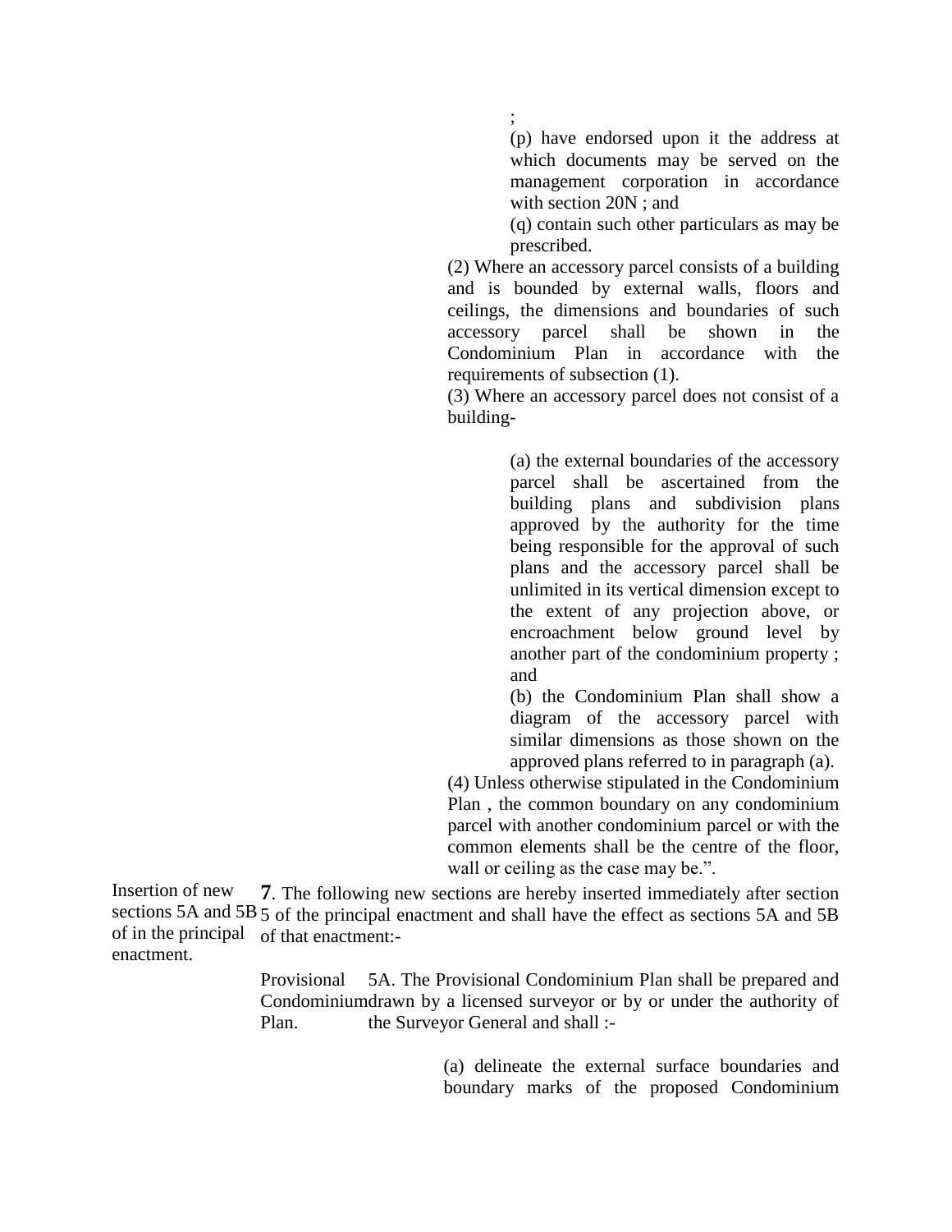;

(p) have endorsed upon it the address at which documents may be served on the management corporation in accordance with section 20N ; and

(q) contain such other particulars as may be prescribed.

(2) Where an accessory parcel consists of a building and is bounded by external walls, floors and ceilings, the dimensions and boundaries of such accessory parcel shall be shown in the Condominium Plan in accordance with the requirements of subsection (1).

(3) Where an accessory parcel does not consist of a building-

(a) the external boundaries of the accessory parcel shall be ascertained from the building plans and subdivision plans approved by the authority for the time being responsible for the approval of such plans and the accessory parcel shall be unlimited in its vertical dimension except to the extent of any projection above, or encroachment below ground level by another part of the condominium property ; and

(b) the Condominium Plan shall show a diagram of the accessory parcel with similar dimensions as those shown on the approved plans referred to in paragraph (a).

(4) Unless otherwise stipulated in the Condominium Plan , the common boundary on any condominium parcel with another condominium parcel or with the common elements shall be the centre of the floor, wall or ceiling as the case may be.".

Insertion of new sections 5A and 5B of in the principal enactment.

**7**. The following new sections are hereby inserted immediately after section 5 of the principal enactment and shall have the effect as sections 5A and 5B of that enactment:-

Provisional Condominium Plan.

5A. The Provisional Condominium Plan shall be prepared and drawn by a licensed surveyor or by or under the authority of the Surveyor General and shall :-

(a) delineate the external surface boundaries and boundary marks of the proposed Condominium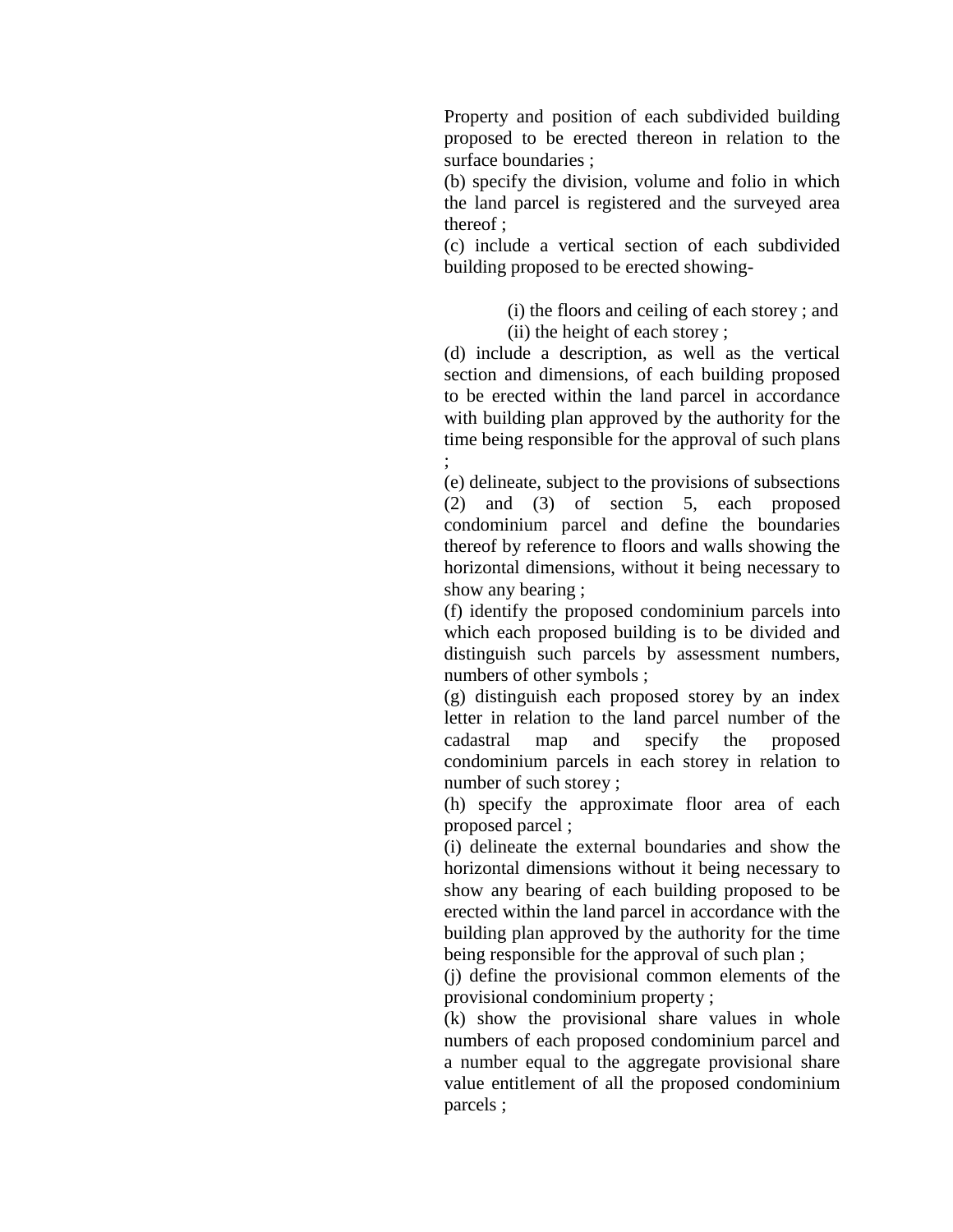Property and position of each subdivided building proposed to be erected thereon in relation to the surface boundaries ;

(b) specify the division, volume and folio in which the land parcel is registered and the surveyed area thereof ;

(c) include a vertical section of each subdivided building proposed to be erected showing-

> (i) the floors and ceiling of each storey ; and
> (ii) the height of each storey ;

(d) include a description, as well as the vertical section and dimensions, of each building proposed to be erected within the land parcel in accordance with building plan approved by the authority for the time being responsible for the approval of such plans ;

(e) delineate, subject to the provisions of subsections (2) and (3) of section 5, each proposed condominium parcel and define the boundaries thereof by reference to floors and walls showing the horizontal dimensions, without it being necessary to show any bearing ;

(f) identify the proposed condominium parcels into which each proposed building is to be divided and distinguish such parcels by assessment numbers, numbers of other symbols ;

(g) distinguish each proposed storey by an index letter in relation to the land parcel number of the cadastral map and specify the proposed condominium parcels in each storey in relation to number of such storey ;

(h) specify the approximate floor area of each proposed parcel ;

(i) delineate the external boundaries and show the horizontal dimensions without it being necessary to show any bearing of each building proposed to be erected within the land parcel in accordance with the building plan approved by the authority for the time being responsible for the approval of such plan ;

(j) define the provisional common elements of the provisional condominium property ;

(k) show the provisional share values in whole numbers of each proposed condominium parcel and a number equal to the aggregate provisional share value entitlement of all the proposed condominium parcels ;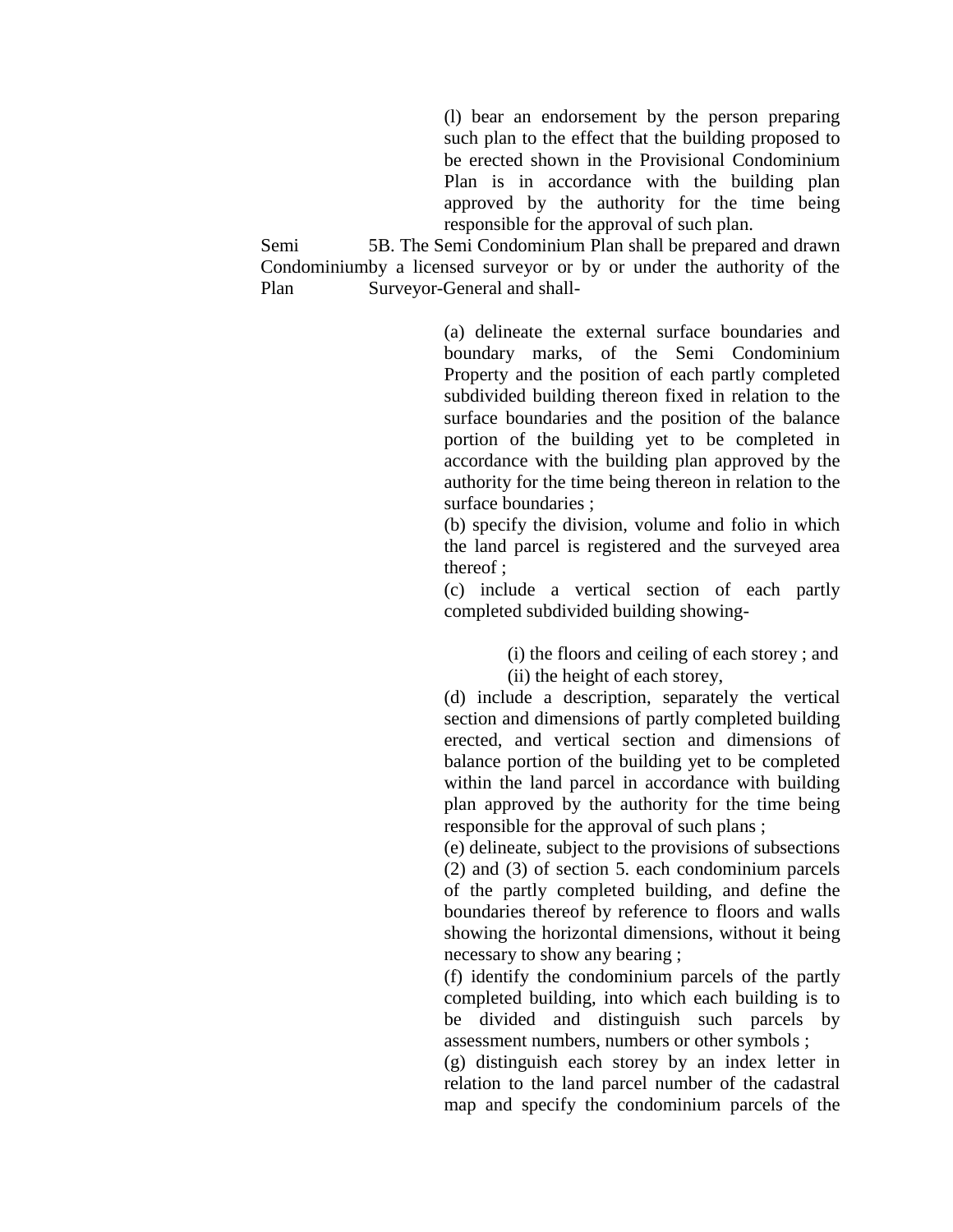(l) bear an endorsement by the person preparing such plan to the effect that the building proposed to be erected shown in the Provisional Condominium Plan is in accordance with the building plan approved by the authority for the time being responsible for the approval of such plan.

Semi Condominium Plan

5B. The Semi Condominium Plan shall be prepared and drawn by a licensed surveyor or by or under the authority of the Surveyor-General and shall-

(a) delineate the external surface boundaries and boundary marks, of the Semi Condominium Property and the position of each partly completed subdivided building thereon fixed in relation to the surface boundaries and the position of the balance portion of the building yet to be completed in accordance with the building plan approved by the authority for the time being thereon in relation to the surface boundaries ;

(b) specify the division, volume and folio in which the land parcel is registered and the surveyed area thereof ;

(c) include a vertical section of each partly completed subdivided building showing-

(i) the floors and ceiling of each storey ; and

(ii) the height of each storey,

(d) include a description, separately the vertical section and dimensions of partly completed building erected, and vertical section and dimensions of balance portion of the building yet to be completed within the land parcel in accordance with building plan approved by the authority for the time being responsible for the approval of such plans ;

(e) delineate, subject to the provisions of subsections (2) and (3) of section 5. each condominium parcels of the partly completed building, and define the boundaries thereof by reference to floors and walls showing the horizontal dimensions, without it being necessary to show any bearing ;

(f) identify the condominium parcels of the partly completed building, into which each building is to be divided and distinguish such parcels by assessment numbers, numbers or other symbols ;

(g) distinguish each storey by an index letter in relation to the land parcel number of the cadastral map and specify the condominium parcels of the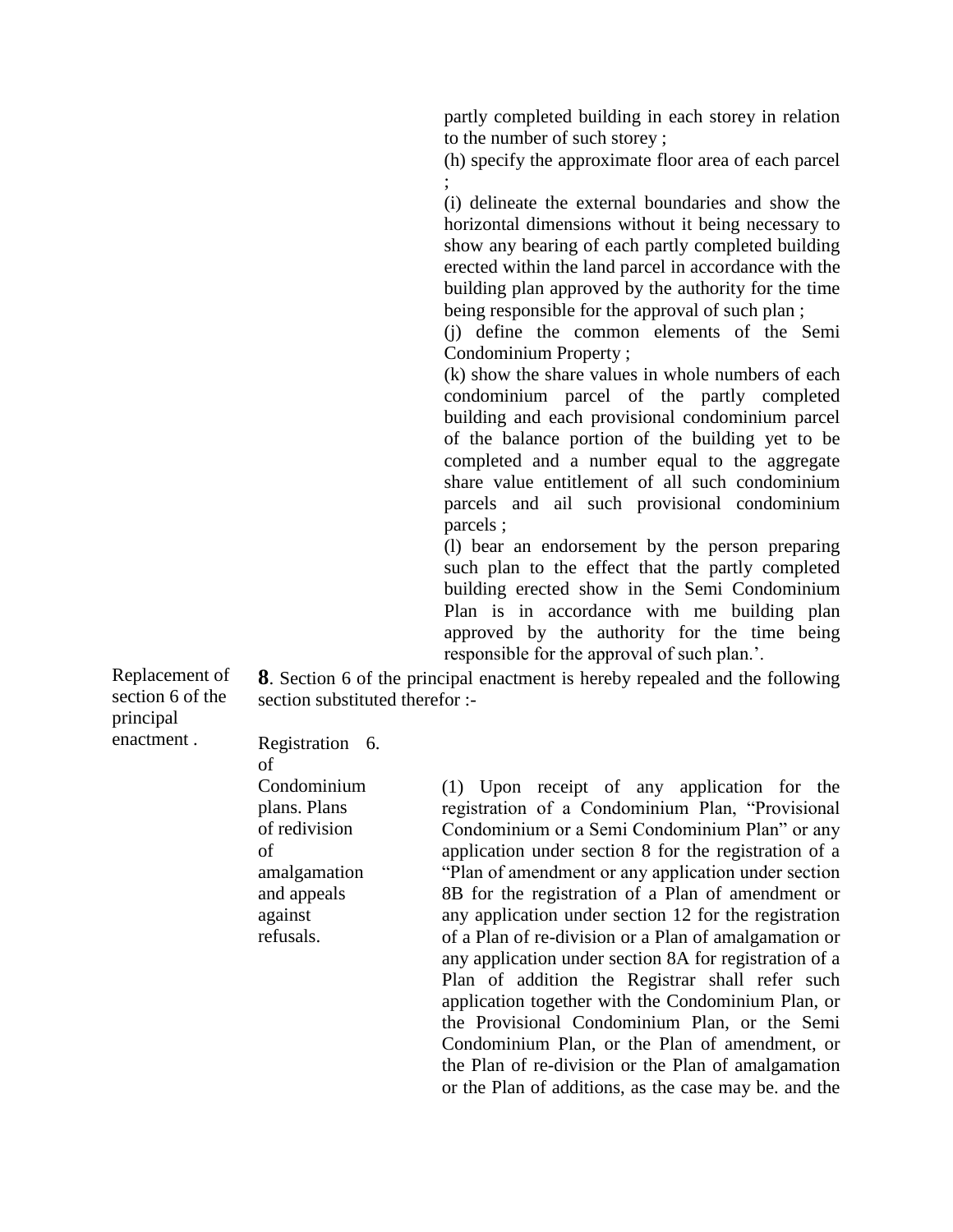partly completed building in each storey in relation to the number of such storey ;

(h) specify the approximate floor area of each parcel ;

(i) delineate the external boundaries and show the horizontal dimensions without it being necessary to show any bearing of each partly completed building erected within the land parcel in accordance with the building plan approved by the authority for the time being responsible for the approval of such plan ;

(j) define the common elements of the Semi Condominium Property ;

(k) show the share values in whole numbers of each condominium parcel of the partly completed building and each provisional condominium parcel of the balance portion of the building yet to be completed and a number equal to the aggregate share value entitlement of all such condominium parcels and ail such provisional condominium parcels ;

(l) bear an endorsement by the person preparing such plan to the effect that the partly completed building erected show in the Semi Condominium Plan is in accordance with me building plan approved by the authority for the time being responsible for the approval of such plan.'.

Replacement of section 6 of the principal enactment .

**8**. Section 6 of the principal enactment is hereby repealed and the following section substituted therefor :-

Registration of Condominium plans. Plans of redivision of amalgamation and appeals against refusals.

6\. (1) Upon receipt of any application for the registration of a Condominium Plan, "Provisional Condominium or a Semi Condominium Plan" or any application under section 8 for the registration of a "Plan of amendment or any application under section 8B for the registration of a Plan of amendment or any application under section 12 for the registration of a Plan of re-division or a Plan of amalgamation or any application under section 8A for registration of a Plan of addition the Registrar shall refer such application together with the Condominium Plan, or the Provisional Condominium Plan, or the Semi Condominium Plan, or the Plan of amendment, or the Plan of re-division or the Plan of amalgamation or the Plan of additions, as the case may be. and the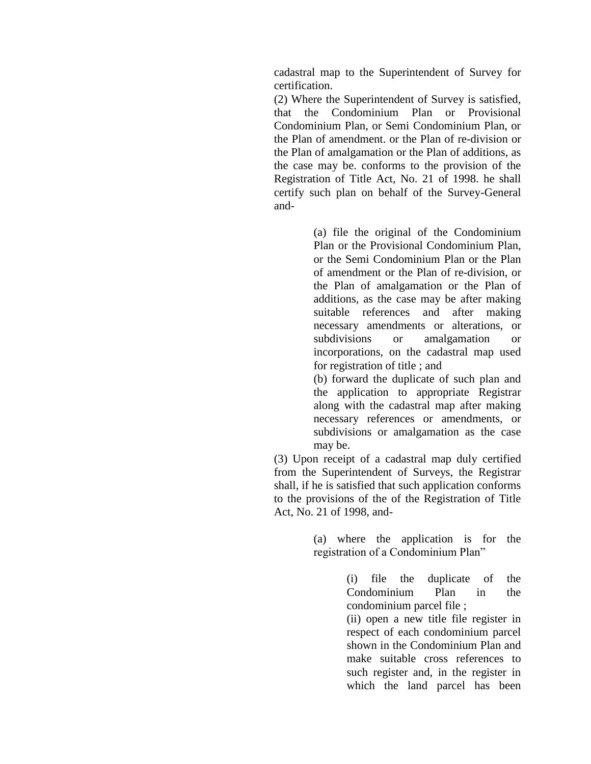cadastral map to the Superintendent of Survey for certification.

(2) Where the Superintendent of Survey is satisfied, that the Condominium Plan or Provisional Condominium Plan, or Semi Condominium Plan, or the Plan of amendment. or the Plan of re-division or the Plan of amalgamation or the Plan of additions, as the case may be. conforms to the provision of the Registration of Title Act, No. 21 of 1998. he shall certify such plan on behalf of the Survey-General and-

> (a) file the original of the Condominium Plan or the Provisional Condominium Plan, or the Semi Condominium Plan or the Plan of amendment or the Plan of re-division, or the Plan of amalgamation or the Plan of additions, as the case may be after making suitable references and after making necessary amendments or alterations, or subdivisions or amalgamation or incorporations, on the cadastral map used for registration of title ; and
>
> (b) forward the duplicate of such plan and the application to appropriate Registrar along with the cadastral map after making necessary references or amendments, or subdivisions or amalgamation as the case may be.

(3) Upon receipt of a cadastral map duly certified from the Superintendent of Surveys, the Registrar shall, if he is satisfied that such application conforms to the provisions of the of the Registration of Title Act, No. 21 of 1998, and-

> (a) where the application is for the registration of a Condominium Plan"
>
> > (i) file the duplicate of the Condominium Plan in the condominium parcel file ;
> >
> > (ii) open a new title file register in respect of each condominium parcel shown in the Condominium Plan and make suitable cross references to such register and, in the register in which the land parcel has been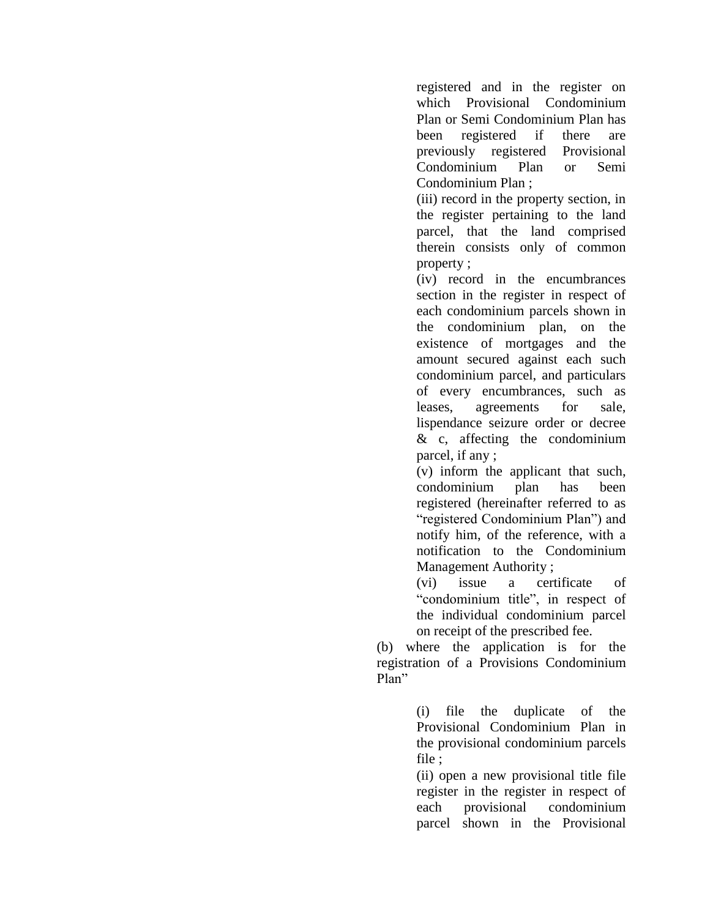registered and in the register on which Provisional Condominium Plan or Semi Condominium Plan has been registered if there are previously registered Provisional Condominium Plan or Semi Condominium Plan ;

(iii) record in the property section, in the register pertaining to the land parcel, that the land comprised therein consists only of common property ;

(iv) record in the encumbrances section in the register in respect of each condominium parcels shown in the condominium plan, on the existence of mortgages and the amount secured against each such condominium parcel, and particulars of every encumbrances, such as leases, agreements for sale, lispendance seizure order or decree & c, affecting the condominium parcel, if any ;

(v) inform the applicant that such, condominium plan has been registered (hereinafter referred to as "registered Condominium Plan") and notify him, of the reference, with a notification to the Condominium Management Authority ;

(vi) issue a certificate of "condominium title", in respect of the individual condominium parcel on receipt of the prescribed fee.

(b) where the application is for the registration of a Provisions Condominium Plan"

(i) file the duplicate of the Provisional Condominium Plan in the provisional condominium parcels file ;

(ii) open a new provisional title file register in the register in respect of each provisional condominium parcel shown in the Provisional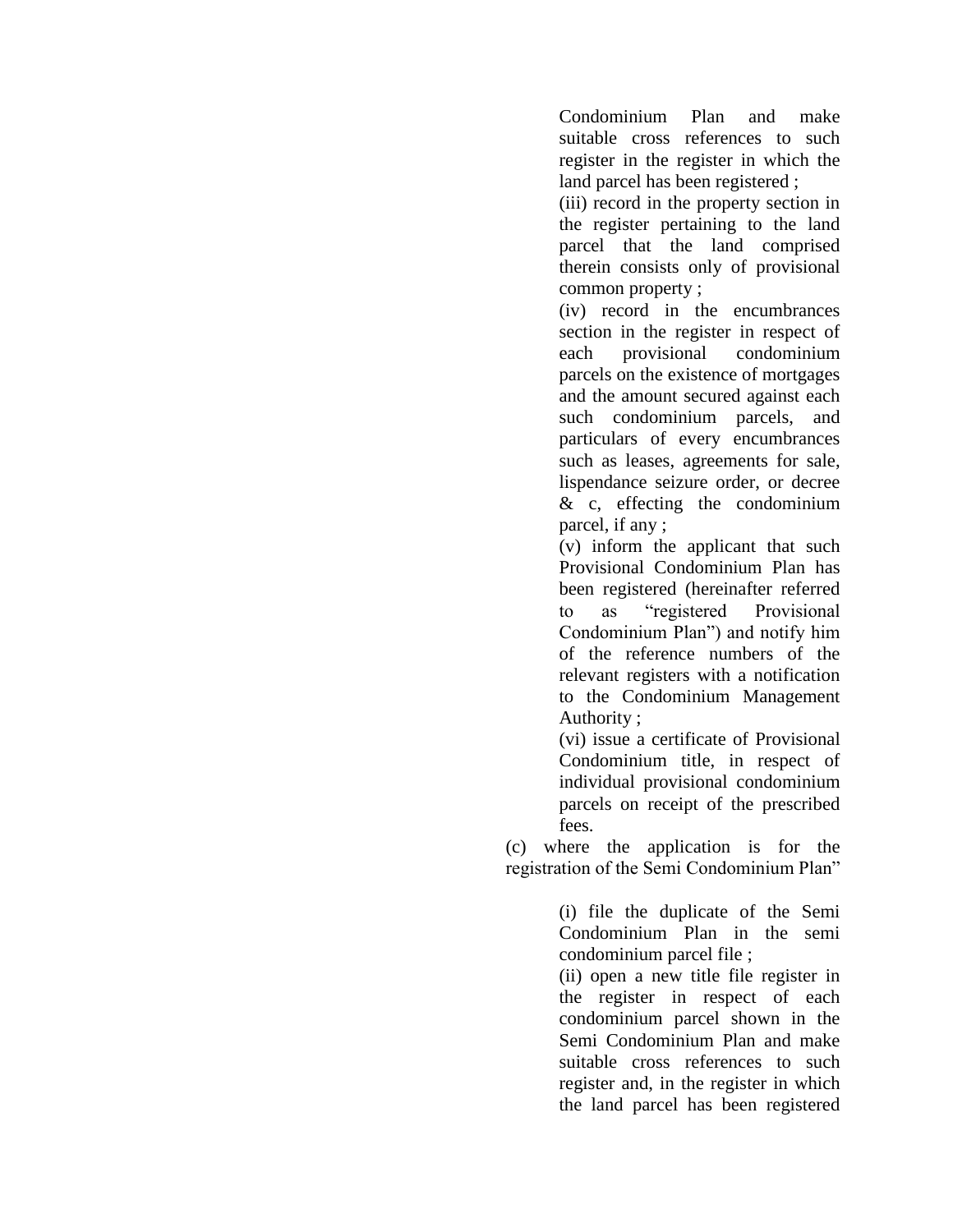Condominium Plan and make suitable cross references to such register in the register in which the land parcel has been registered ;

(iii) record in the property section in the register pertaining to the land parcel that the land comprised therein consists only of provisional common property ;

(iv) record in the encumbrances section in the register in respect of each provisional condominium parcels on the existence of mortgages and the amount secured against each such condominium parcels, and particulars of every encumbrances such as leases, agreements for sale, lispendance seizure order, or decree & c, effecting the condominium parcel, if any ;

(v) inform the applicant that such Provisional Condominium Plan has been registered (hereinafter referred to as "registered Provisional Condominium Plan") and notify him of the reference numbers of the relevant registers with a notification to the Condominium Management Authority ;

(vi) issue a certificate of Provisional Condominium title, in respect of individual provisional condominium parcels on receipt of the prescribed fees.

(c) where the application is for the registration of the Semi Condominium Plan"

(i) file the duplicate of the Semi Condominium Plan in the semi condominium parcel file ;

(ii) open a new title file register in the register in respect of each condominium parcel shown in the Semi Condominium Plan and make suitable cross references to such register and, in the register in which the land parcel has been registered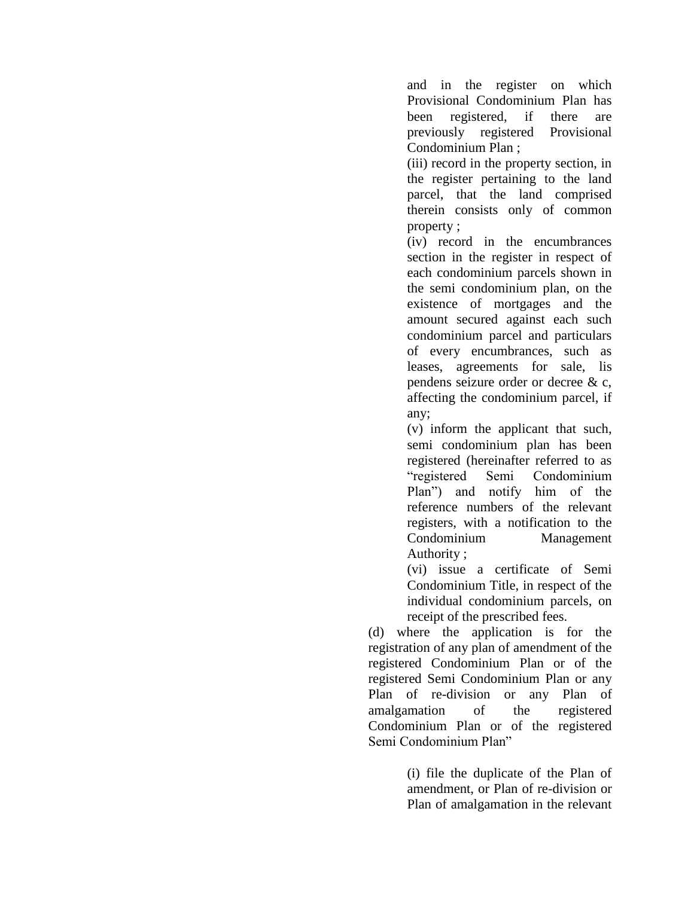and in the register on which Provisional Condominium Plan has been registered, if there are previously registered Provisional Condominium Plan ;

(iii) record in the property section, in the register pertaining to the land parcel, that the land comprised therein consists only of common property ;

(iv) record in the encumbrances section in the register in respect of each condominium parcels shown in the semi condominium plan, on the existence of mortgages and the amount secured against each such condominium parcel and particulars of every encumbrances, such as leases, agreements for sale, lis pendens seizure order or decree & c, affecting the condominium parcel, if any;

(v) inform the applicant that such, semi condominium plan has been registered (hereinafter referred to as "registered Semi Condominium Plan") and notify him of the reference numbers of the relevant registers, with a notification to the Condominium Management Authority ;

(vi) issue a certificate of Semi Condominium Title, in respect of the individual condominium parcels, on receipt of the prescribed fees.

(d) where the application is for the registration of any plan of amendment of the registered Condominium Plan or of the registered Semi Condominium Plan or any Plan of re-division or any Plan of amalgamation of the registered Condominium Plan or of the registered Semi Condominium Plan"

(i) file the duplicate of the Plan of amendment, or Plan of re-division or Plan of amalgamation in the relevant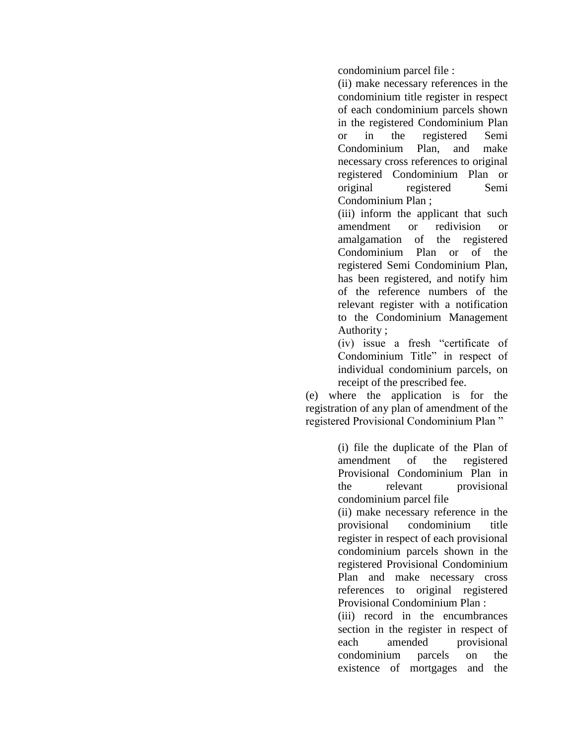condominium parcel file :

(ii) make necessary references in the condominium title register in respect of each condominium parcels shown in the registered Condominium Plan or in the registered Semi Condominium Plan, and make necessary cross references to original registered Condominium Plan or original registered Semi Condominium Plan ;

(iii) inform the applicant that such amendment or redivision or amalgamation of the registered Condominium Plan or of the registered Semi Condominium Plan, has been registered, and notify him of the reference numbers of the relevant register with a notification to the Condominium Management Authority ;

(iv) issue a fresh "certificate of Condominium Title" in respect of individual condominium parcels, on receipt of the prescribed fee.

(e) where the application is for the registration of any plan of amendment of the registered Provisional Condominium Plan "

(i) file the duplicate of the Plan of amendment of the registered Provisional Condominium Plan in the relevant provisional condominium parcel file

(ii) make necessary reference in the provisional condominium title register in respect of each provisional condominium parcels shown in the registered Provisional Condominium Plan and make necessary cross references to original registered Provisional Condominium Plan :

(iii) record in the encumbrances section in the register in respect of each amended provisional condominium parcels on the existence of mortgages and the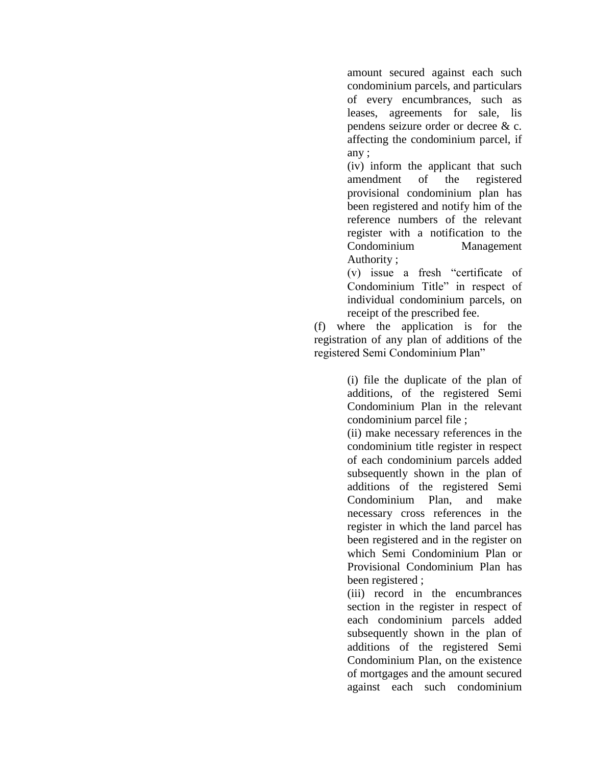amount secured against each such condominium parcels, and particulars of every encumbrances, such as leases, agreements for sale, lis pendens seizure order or decree & c. affecting the condominium parcel, if any ;

(iv) inform the applicant that such amendment of the registered provisional condominium plan has been registered and notify him of the reference numbers of the relevant register with a notification to the Condominium Management Authority ;

(v) issue a fresh "certificate of Condominium Title" in respect of individual condominium parcels, on receipt of the prescribed fee.

(f) where the application is for the registration of any plan of additions of the registered Semi Condominium Plan"

(i) file the duplicate of the plan of additions, of the registered Semi Condominium Plan in the relevant condominium parcel file ;

(ii) make necessary references in the condominium title register in respect of each condominium parcels added subsequently shown in the plan of additions of the registered Semi Condominium Plan, and make necessary cross references in the register in which the land parcel has been registered and in the register on which Semi Condominium Plan or Provisional Condominium Plan has been registered ;

(iii) record in the encumbrances section in the register in respect of each condominium parcels added subsequently shown in the plan of additions of the registered Semi Condominium Plan, on the existence of mortgages and the amount secured against each such condominium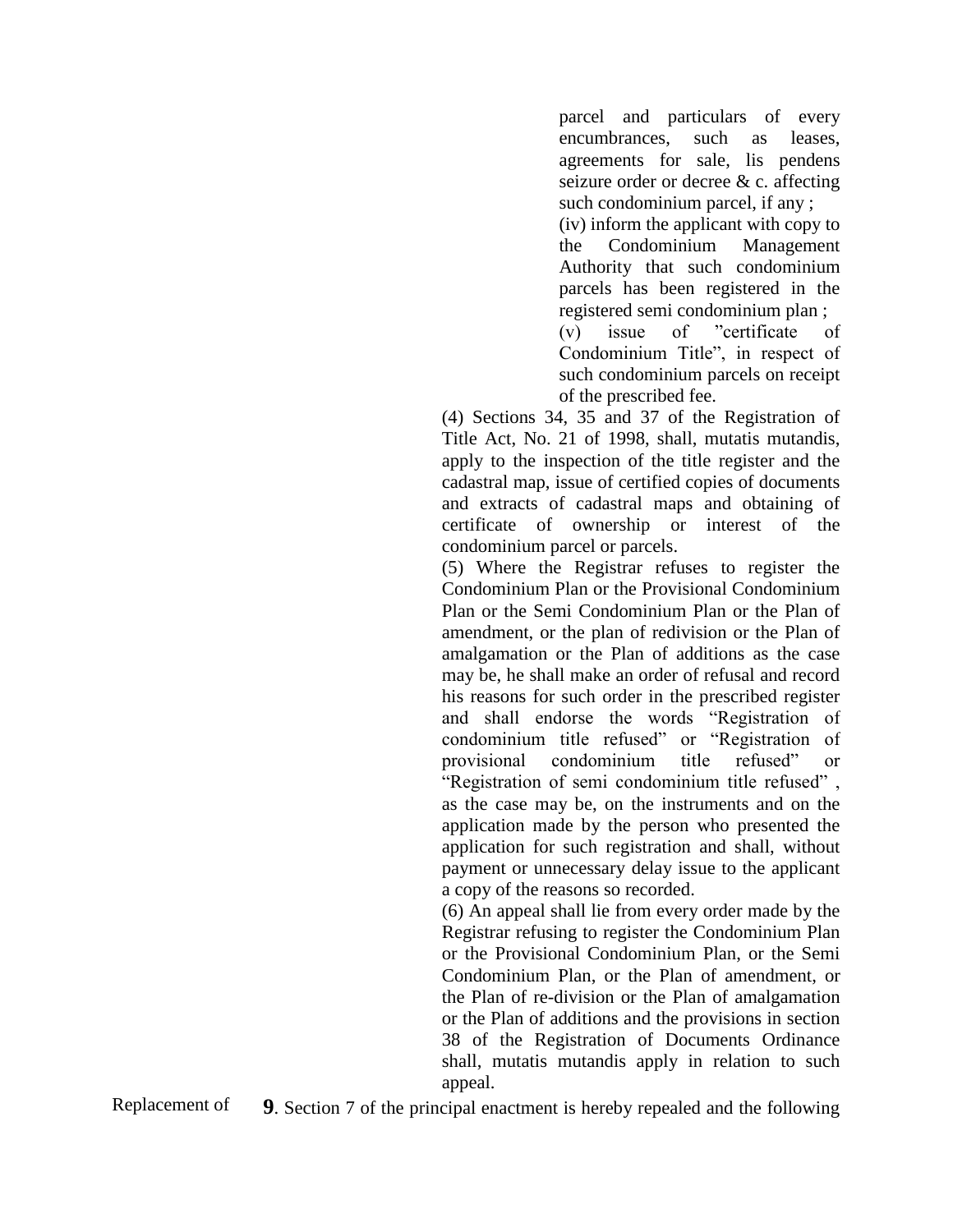parcel and particulars of every encumbrances, such as leases, agreements for sale, lis pendens seizure order or decree & c. affecting such condominium parcel, if any ;

(iv) inform the applicant with copy to the Condominium Management Authority that such condominium parcels has been registered in the registered semi condominium plan ;

(v) issue of "certificate of Condominium Title", in respect of such condominium parcels on receipt of the prescribed fee.

(4) Sections 34, 35 and 37 of the Registration of Title Act, No. 21 of 1998, shall, mutatis mutandis, apply to the inspection of the title register and the cadastral map, issue of certified copies of documents and extracts of cadastral maps and obtaining of certificate of ownership or interest of the condominium parcel or parcels.

(5) Where the Registrar refuses to register the Condominium Plan or the Provisional Condominium Plan or the Semi Condominium Plan or the Plan of amendment, or the plan of redivision or the Plan of amalgamation or the Plan of additions as the case may be, he shall make an order of refusal and record his reasons for such order in the prescribed register and shall endorse the words "Registration of condominium title refused" or "Registration of provisional condominium title refused" or "Registration of semi condominium title refused" , as the case may be, on the instruments and on the application made by the person who presented the application for such registration and shall, without payment or unnecessary delay issue to the applicant a copy of the reasons so recorded.

(6) An appeal shall lie from every order made by the Registrar refusing to register the Condominium Plan or the Provisional Condominium Plan, or the Semi Condominium Plan, or the Plan of amendment, or the Plan of re-division or the Plan of amalgamation or the Plan of additions and the provisions in section 38 of the Registration of Documents Ordinance shall, mutatis mutandis apply in relation to such appeal.

Replacement of

**9**. Section 7 of the principal enactment is hereby repealed and the following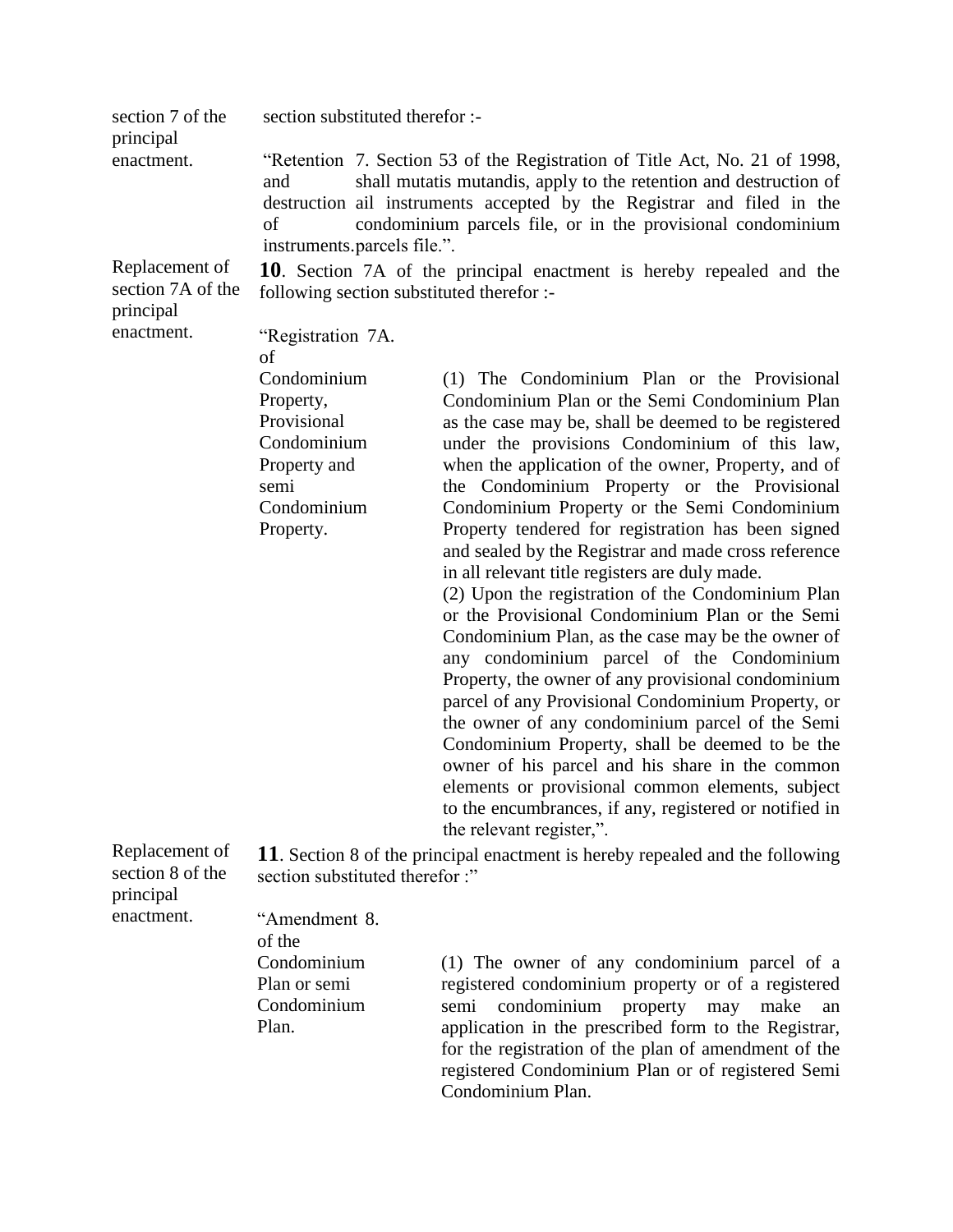section 7 of the principal enactment.

section substituted therefor :-

"Retention and destruction of instruments. 7. Section 53 of the Registration of Title Act, No. 21 of 1998, shall mutatis mutandis, apply to the retention and destruction of ail instruments accepted by the Registrar and filed in the condominium parcels file, or in the provisional condominium parcels file.".

Replacement of section 7A of the principal enactment.

**10**. Section 7A of the principal enactment is hereby repealed and the following section substituted therefor :-

"Registration of Condominium Property, Provisional Condominium Property and semi Condominium Property. 7A.

(1) The Condominium Plan or the Provisional Condominium Plan or the Semi Condominium Plan as the case may be, shall be deemed to be registered under the provisions Condominium of this law, when the application of the owner, Property, and of the Condominium Property or the Provisional Condominium Property or the Semi Condominium Property tendered for registration has been signed and sealed by the Registrar and made cross reference in all relevant title registers are duly made.

(2) Upon the registration of the Condominium Plan or the Provisional Condominium Plan or the Semi Condominium Plan, as the case may be the owner of any condominium parcel of the Condominium Property, the owner of any provisional condominium parcel of any Provisional Condominium Property, or the owner of any condominium parcel of the Semi Condominium Property, shall be deemed to be the owner of his parcel and his share in the common elements or provisional common elements, subject to the encumbrances, if any, registered or notified in the relevant register,".

Replacement of section 8 of the principal enactment.

**11**. Section 8 of the principal enactment is hereby repealed and the following section substituted therefor :"

"Amendment of the Condominium Plan or semi Condominium Plan. 8.

(1) The owner of any condominium parcel of a registered condominium property or of a registered semi condominium property may make an application in the prescribed form to the Registrar, for the registration of the plan of amendment of the registered Condominium Plan or of registered Semi Condominium Plan.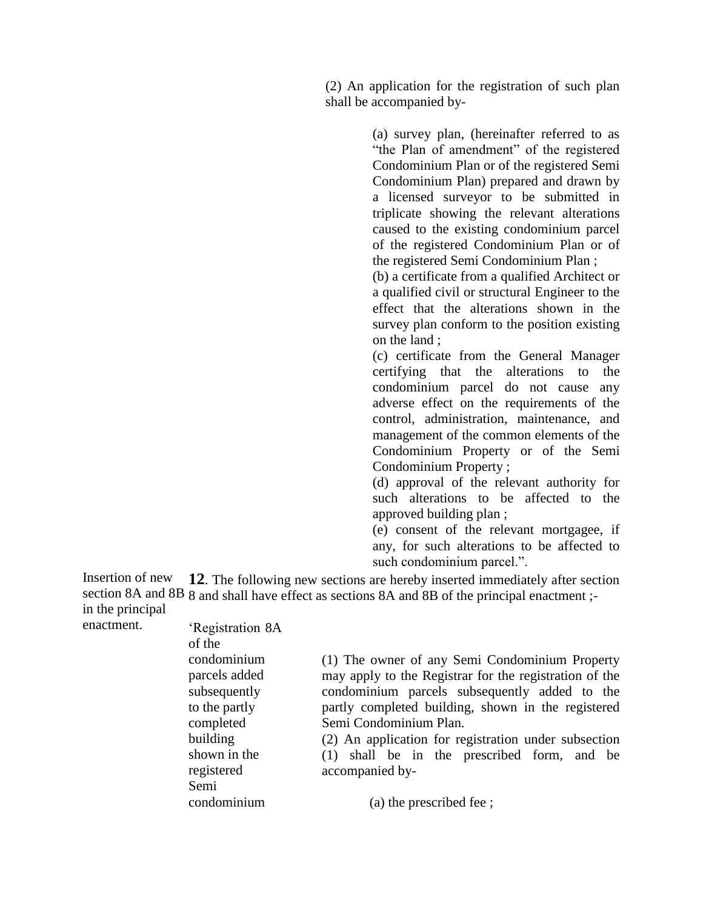(2) An application for the registration of such plan shall be accompanied by-

> (a) survey plan, (hereinafter referred to as "the Plan of amendment" of the registered Condominium Plan or of the registered Semi Condominium Plan) prepared and drawn by a licensed surveyor to be submitted in triplicate showing the relevant alterations caused to the existing condominium parcel of the registered Condominium Plan or of the registered Semi Condominium Plan ;
>
> (b) a certificate from a qualified Architect or a qualified civil or structural Engineer to the effect that the alterations shown in the survey plan conform to the position existing on the land ;
>
> (c) certificate from the General Manager certifying that the alterations to the condominium parcel do not cause any adverse effect on the requirements of the control, administration, maintenance, and management of the common elements of the Condominium Property or of the Semi Condominium Property ;
>
> (d) approval of the relevant authority for such alterations to be affected to the approved building plan ;
>
> (e) consent of the relevant mortgagee, if any, for such alterations to be affected to such condominium parcel.".

*Insertion of new section 8A and 8B in the principal enactment.*

**12**. The following new sections are hereby inserted immediately after section 8 and shall have effect as sections 8A and 8B of the principal enactment ;-

'*Registration of the condominium parcels added subsequently to the partly completed building shown in the registered Semi condominium*

8A (1) The owner of any Semi Condominium Property may apply to the Registrar for the registration of the condominium parcels subsequently added to the partly completed building, shown in the registered Semi Condominium Plan.

(2) An application for registration under subsection (1) shall be in the prescribed form, and be accompanied by-

> (a) the prescribed fee ;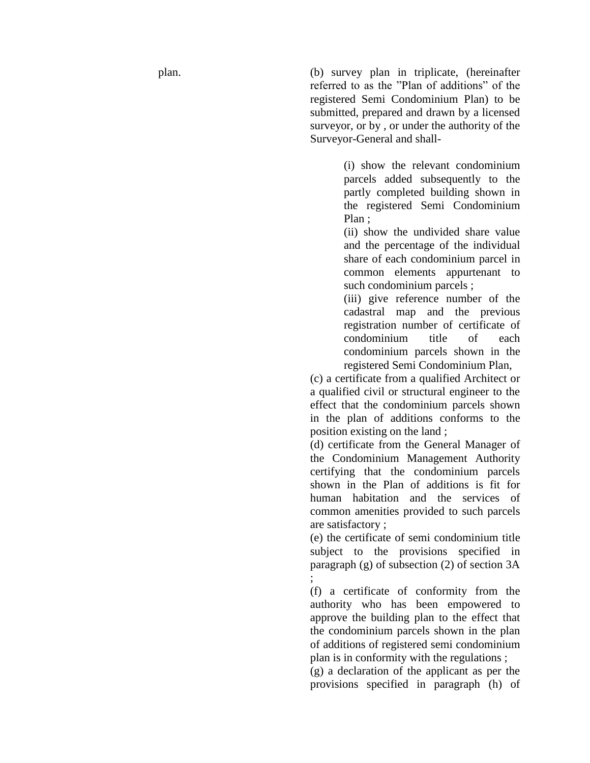plan.

(b) survey plan in triplicate, (hereinafter referred to as the "Plan of additions" of the registered Semi Condominium Plan) to be submitted, prepared and drawn by a licensed surveyor, or by , or under the authority of the Surveyor-General and shall-

> (i) show the relevant condominium parcels added subsequently to the partly completed building shown in the registered Semi Condominium Plan ;
>
> (ii) show the undivided share value and the percentage of the individual share of each condominium parcel in common elements appurtenant to such condominium parcels ;
>
> (iii) give reference number of the cadastral map and the previous registration number of certificate of condominium title of each condominium parcels shown in the registered Semi Condominium Plan,

(c) a certificate from a qualified Architect or a qualified civil or structural engineer to the effect that the condominium parcels shown in the plan of additions conforms to the position existing on the land ;

(d) certificate from the General Manager of the Condominium Management Authority certifying that the condominium parcels shown in the Plan of additions is fit for human habitation and the services of common amenities provided to such parcels are satisfactory ;

(e) the certificate of semi condominium title subject to the provisions specified in paragraph (g) of subsection (2) of section 3A ;

(f) a certificate of conformity from the authority who has been empowered to approve the building plan to the effect that the condominium parcels shown in the plan of additions of registered semi condominium plan is in conformity with the regulations ;

(g) a declaration of the applicant as per the provisions specified in paragraph (h) of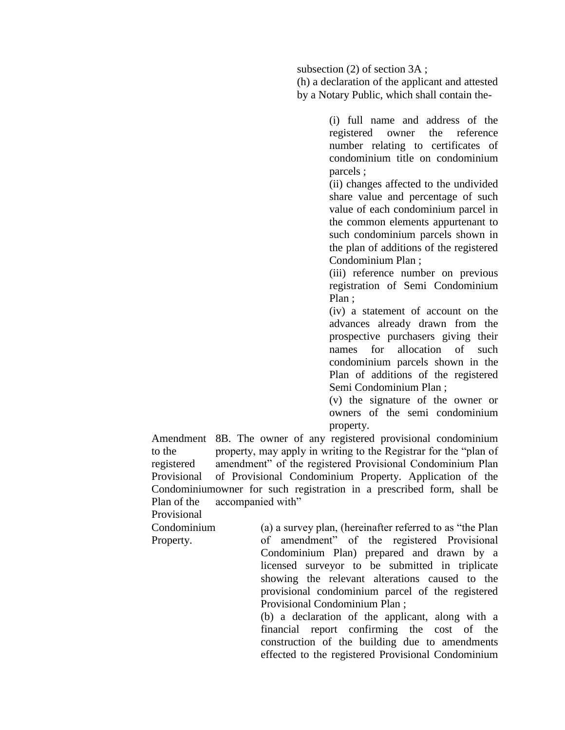subsection (2) of section 3A ;

(h) a declaration of the applicant and attested by a Notary Public, which shall contain the-

(i) full name and address of the registered owner the reference number relating to certificates of condominium title on condominium parcels ;

(ii) changes affected to the undivided share value and percentage of such value of each condominium parcel in the common elements appurtenant to such condominium parcels shown in the plan of additions of the registered Condominium Plan ;

(iii) reference number on previous registration of Semi Condominium Plan ;

(iv) a statement of account on the advances already drawn from the prospective purchasers giving their names for allocation of such condominium parcels shown in the Plan of additions of the registered Semi Condominium Plan ;

(v) the signature of the owner or owners of the semi condominium property.

Amendment to the registered Provisional Condominium Plan of the Provisional Condominium Property.

8B. The owner of any registered provisional condominium property, may apply in writing to the Registrar for the "plan of amendment" of the registered Provisional Condominium Plan of Provisional Condominium Property. Application of the owner for such registration in a prescribed form, shall be accompanied with"

(a) a survey plan, (hereinafter referred to as "the Plan of amendment" of the registered Provisional Condominium Plan) prepared and drawn by a licensed surveyor to be submitted in triplicate showing the relevant alterations caused to the provisional condominium parcel of the registered Provisional Condominium Plan ;

(b) a declaration of the applicant, along with a financial report confirming the cost of the construction of the building due to amendments effected to the registered Provisional Condominium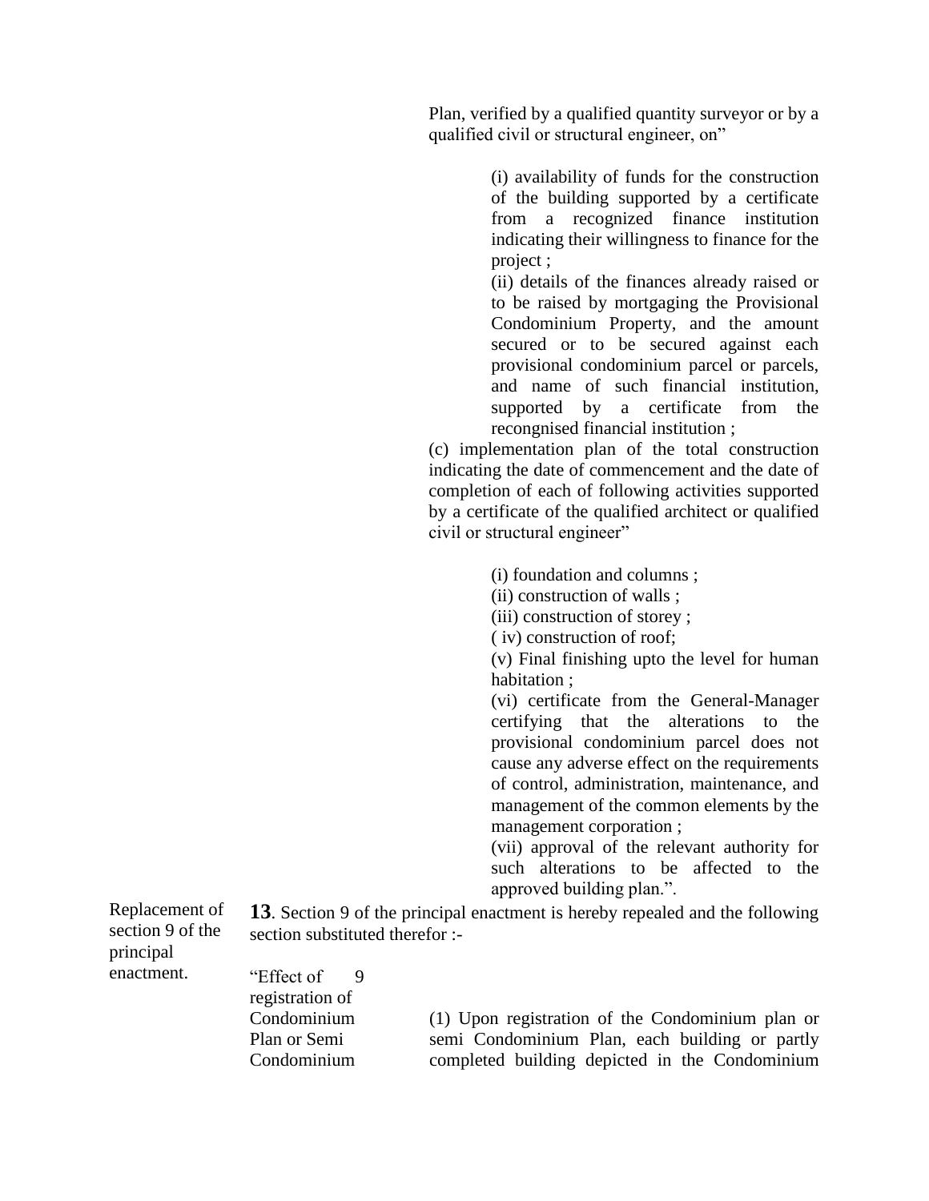Plan, verified by a qualified quantity surveyor or by a qualified civil or structural engineer, on"

(i) availability of funds for the construction of the building supported by a certificate from a recognized finance institution indicating their willingness to finance for the project ;

(ii) details of the finances already raised or to be raised by mortgaging the Provisional Condominium Property, and the amount secured or to be secured against each provisional condominium parcel or parcels, and name of such financial institution, supported by a certificate from the recongnised financial institution ;

(c) implementation plan of the total construction indicating the date of commencement and the date of completion of each of following activities supported by a certificate of the qualified architect or qualified civil or structural engineer"

(i) foundation and columns ;
(ii) construction of walls ;
(iii) construction of storey ;
( iv) construction of roof;
(v) Final finishing upto the level for human habitation ;
(vi) certificate from the General-Manager certifying that the alterations to the provisional condominium parcel does not cause any adverse effect on the requirements of control, administration, maintenance, and management of the common elements by the management corporation ;
(vii) approval of the relevant authority for such alterations to be affected to the approved building plan.".

Replacement of section 9 of the principal enactment.

**13**. Section 9 of the principal enactment is hereby repealed and the following section substituted therefor :-

"Effect of registration of Condominium Plan or Semi Condominium

9 (1) Upon registration of the Condominium plan or semi Condominium Plan, each building or partly completed building depicted in the Condominium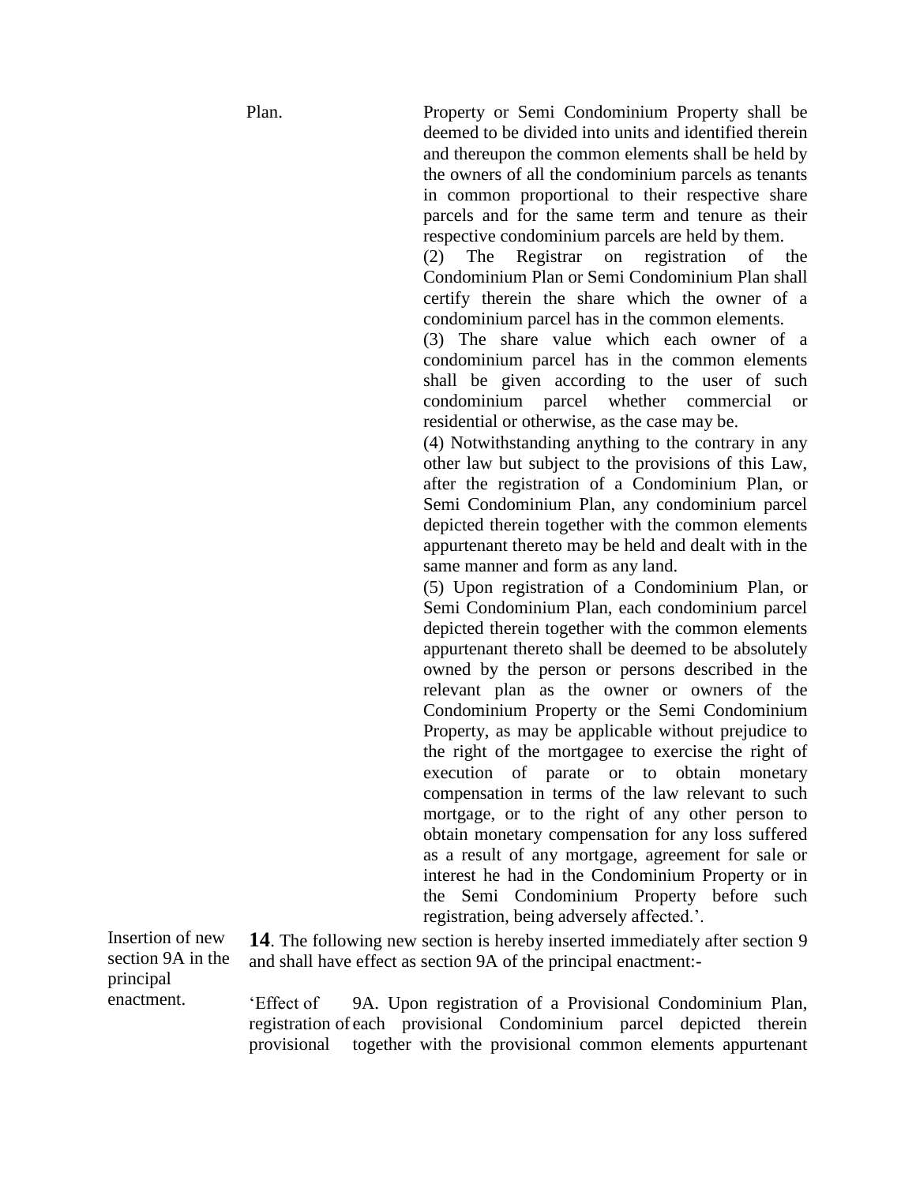Plan.

Property or Semi Condominium Property shall be deemed to be divided into units and identified therein and thereupon the common elements shall be held by the owners of all the condominium parcels as tenants in common proportional to their respective share parcels and for the same term and tenure as their respective condominium parcels are held by them.

(2) The Registrar on registration of the Condominium Plan or Semi Condominium Plan shall certify therein the share which the owner of a condominium parcel has in the common elements.

(3) The share value which each owner of a condominium parcel has in the common elements shall be given according to the user of such condominium parcel whether commercial or residential or otherwise, as the case may be.

(4) Notwithstanding anything to the contrary in any other law but subject to the provisions of this Law, after the registration of a Condominium Plan, or Semi Condominium Plan, any condominium parcel depicted therein together with the common elements appurtenant thereto may be held and dealt with in the same manner and form as any land.

(5) Upon registration of a Condominium Plan, or Semi Condominium Plan, each condominium parcel depicted therein together with the common elements appurtenant thereto shall be deemed to be absolutely owned by the person or persons described in the relevant plan as the owner or owners of the Condominium Property or the Semi Condominium Property, as may be applicable without prejudice to the right of the mortgagee to exercise the right of execution of parate or to obtain monetary compensation in terms of the law relevant to such mortgage, or to the right of any other person to obtain monetary compensation for any loss suffered as a result of any mortgage, agreement for sale or interest he had in the Condominium Property or in the Semi Condominium Property before such registration, being adversely affected.'.

Insertion of new section 9A in the principal enactment.

**14**. The following new section is hereby inserted immediately after section 9 and shall have effect as section 9A of the principal enactment:-

'Effect of registration of provisional

9A. Upon registration of a Provisional Condominium Plan, each provisional Condominium parcel depicted therein together with the provisional common elements appurtenant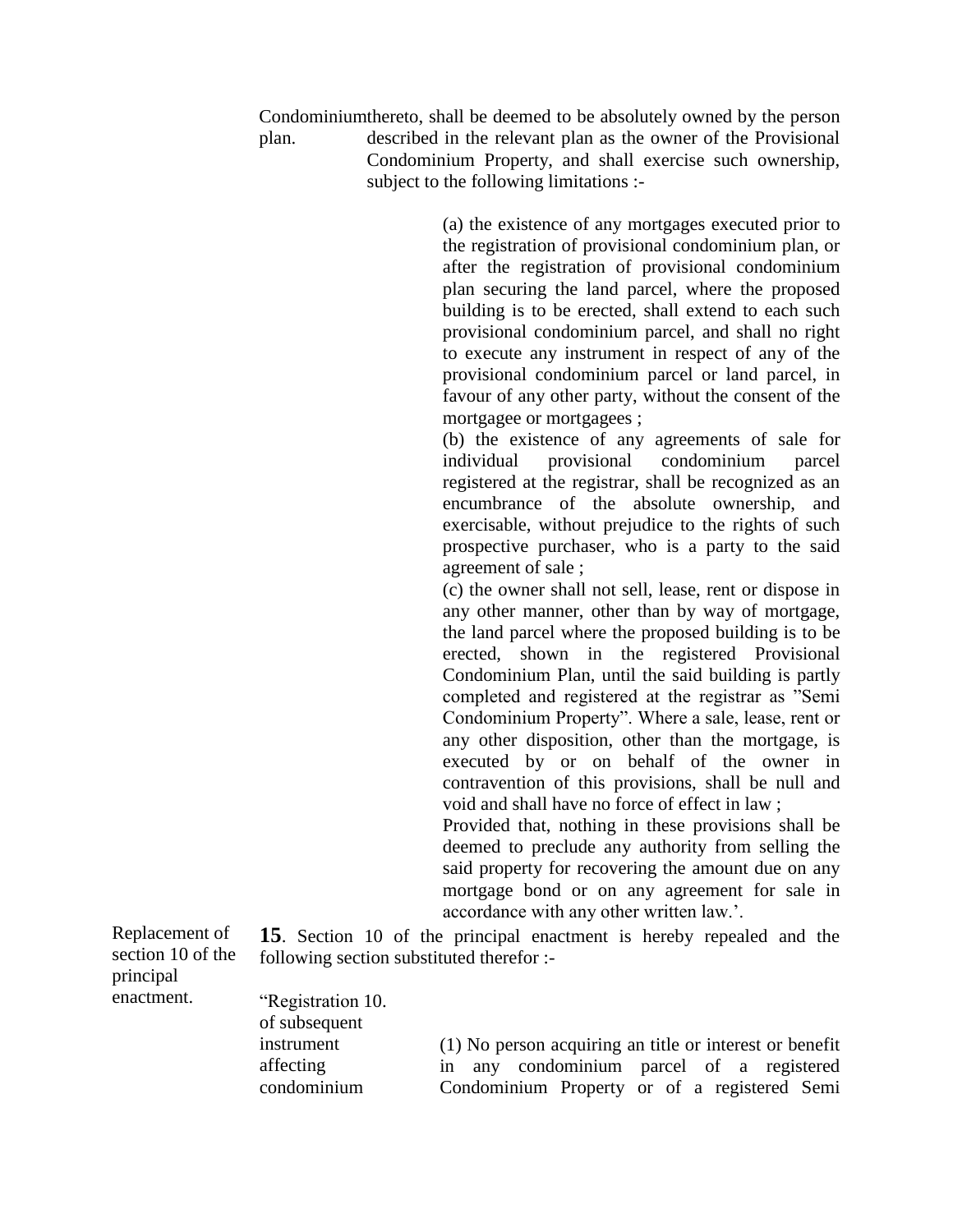Condominium plan. thereto, shall be deemed to be absolutely owned by the person described in the relevant plan as the owner of the Provisional Condominium Property, and shall exercise such ownership, subject to the following limitations :-

(a) the existence of any mortgages executed prior to the registration of provisional condominium plan, or after the registration of provisional condominium plan securing the land parcel, where the proposed building is to be erected, shall extend to each such provisional condominium parcel, and shall no right to execute any instrument in respect of any of the provisional condominium parcel or land parcel, in favour of any other party, without the consent of the mortgagee or mortgagees ;

(b) the existence of any agreements of sale for individual provisional condominium parcel registered at the registrar, shall be recognized as an encumbrance of the absolute ownership, and exercisable, without prejudice to the rights of such prospective purchaser, who is a party to the said agreement of sale ;

(c) the owner shall not sell, lease, rent or dispose in any other manner, other than by way of mortgage, the land parcel where the proposed building is to be erected, shown in the registered Provisional Condominium Plan, until the said building is partly completed and registered at the registrar as "Semi Condominium Property". Where a sale, lease, rent or any other disposition, other than the mortgage, is executed by or on behalf of the owner in contravention of this provisions, shall be null and void and shall have no force of effect in law ;

Provided that, nothing in these provisions shall be deemed to preclude any authority from selling the said property for recovering the amount due on any mortgage bond or on any agreement for sale in accordance with any other written law.'.

Replacement of section 10 of the principal enactment.

**15**. Section 10 of the principal enactment is hereby repealed and the following section substituted therefor :-

"Registration of subsequent instrument affecting condominium

10. (1) No person acquiring an title or interest or benefit in any condominium parcel of a registered Condominium Property or of a registered Semi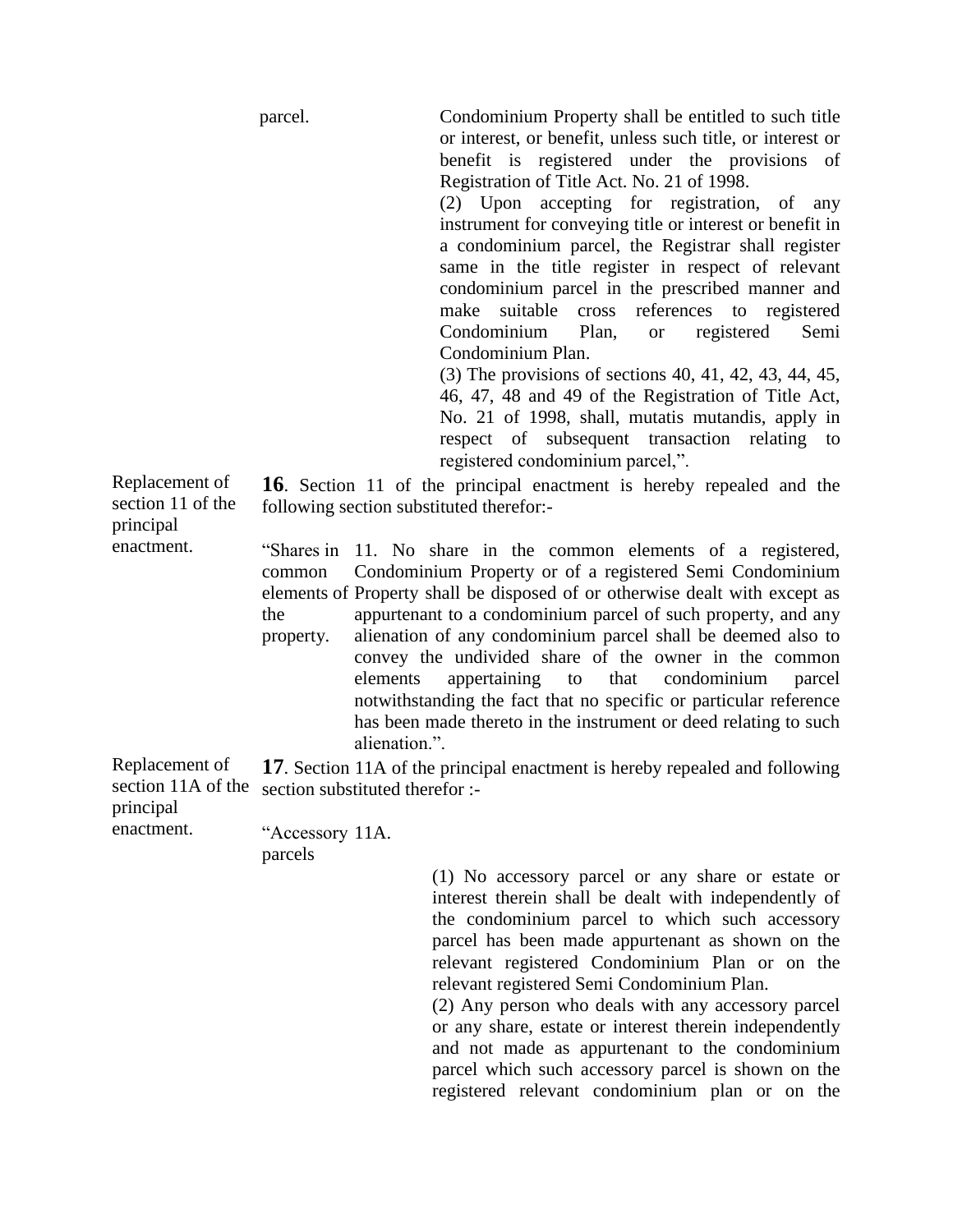parcel.

Condominium Property shall be entitled to such title or interest, or benefit, unless such title, or interest or benefit is registered under the provisions of Registration of Title Act. No. 21 of 1998.

(2) Upon accepting for registration, of any instrument for conveying title or interest or benefit in a condominium parcel, the Registrar shall register same in the title register in respect of relevant condominium parcel in the prescribed manner and make suitable cross references to registered Condominium Plan, or registered Semi Condominium Plan.

(3) The provisions of sections 40, 41, 42, 43, 44, 45, 46, 47, 48 and 49 of the Registration of Title Act, No. 21 of 1998, shall, mutatis mutandis, apply in respect of subsequent transaction relating to registered condominium parcel,".

Replacement of section 11 of the principal enactment.

**16**. Section 11 of the principal enactment is hereby repealed and the following section substituted therefor:-

"Shares in common elements of the property.

11. No share in the common elements of a registered, Condominium Property or of a registered Semi Condominium Property shall be disposed of or otherwise dealt with except as appurtenant to a condominium parcel of such property, and any alienation of any condominium parcel shall be deemed also to convey the undivided share of the owner in the common elements appertaining to that condominium parcel notwithstanding the fact that no specific or particular reference has been made thereto in the instrument or deed relating to such alienation.".

Replacement of section 11A of the principal enactment.

**17**. Section 11A of the principal enactment is hereby repealed and following section substituted therefor :-

"Accessory parcels

11A.

(1) No accessory parcel or any share or estate or interest therein shall be dealt with independently of the condominium parcel to which such accessory parcel has been made appurtenant as shown on the relevant registered Condominium Plan or on the relevant registered Semi Condominium Plan.

(2) Any person who deals with any accessory parcel or any share, estate or interest therein independently and not made as appurtenant to the condominium parcel which such accessory parcel is shown on the registered relevant condominium plan or on the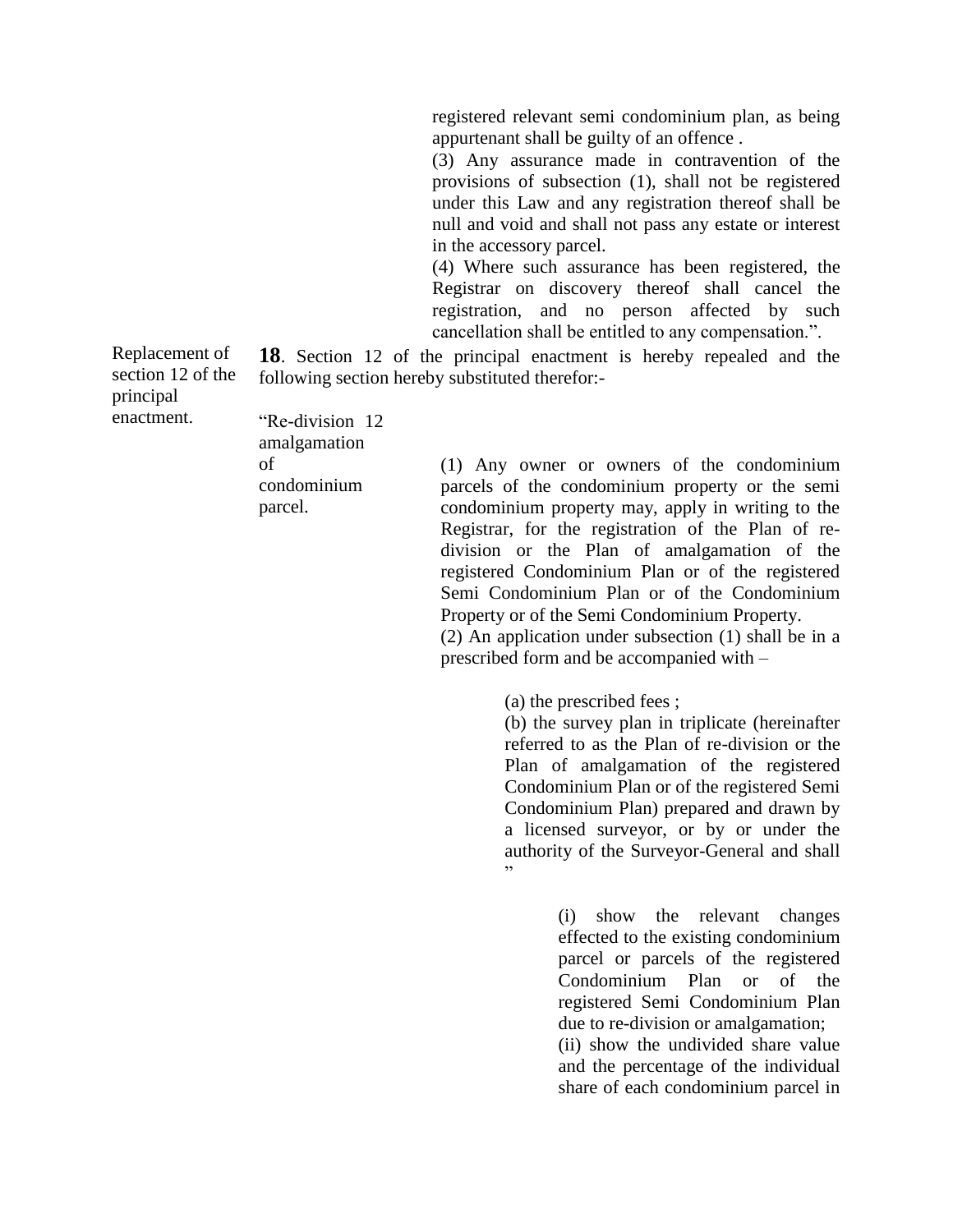registered relevant semi condominium plan, as being appurtenant shall be guilty of an offence .

(3) Any assurance made in contravention of the provisions of subsection (1), shall not be registered under this Law and any registration thereof shall be null and void and shall not pass any estate or interest in the accessory parcel.

(4) Where such assurance has been registered, the Registrar on discovery thereof shall cancel the registration, and no person affected by such cancellation shall be entitled to any compensation.".

Replacement of section 12 of the principal enactment.

**18**. Section 12 of the principal enactment is hereby repealed and the following section hereby substituted therefor:-

"Re-division amalgamation of condominium parcel.

12 (1) Any owner or owners of the condominium parcels of the condominium property or the semi condominium property may, apply in writing to the Registrar, for the registration of the Plan of re-division or the Plan of amalgamation of the registered Condominium Plan or of the registered Semi Condominium Plan or of the Condominium Property or of the Semi Condominium Property.

(2) An application under subsection (1) shall be in a prescribed form and be accompanied with –

(a) the prescribed fees ;

(b) the survey plan in triplicate (hereinafter referred to as the Plan of re-division or the Plan of amalgamation of the registered Condominium Plan or of the registered Semi Condominium Plan) prepared and drawn by a licensed surveyor, or by or under the authority of the Surveyor-General and shall "

(i) show the relevant changes effected to the existing condominium parcel or parcels of the registered Condominium Plan or of the registered Semi Condominium Plan due to re-division or amalgamation;

(ii) show the undivided share value and the percentage of the individual share of each condominium parcel in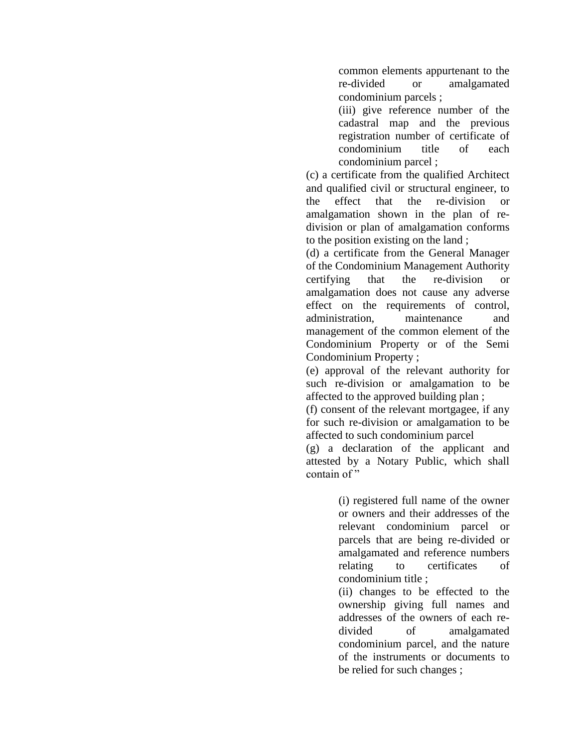common elements appurtenant to the re-divided or amalgamated condominium parcels ;

(iii) give reference number of the cadastral map and the previous registration number of certificate of condominium title of each condominium parcel ;

(c) a certificate from the qualified Architect and qualified civil or structural engineer, to the effect that the re-division or amalgamation shown in the plan of re-division or plan of amalgamation conforms to the position existing on the land ;

(d) a certificate from the General Manager of the Condominium Management Authority certifying that the re-division or amalgamation does not cause any adverse effect on the requirements of control, administration, maintenance and management of the common element of the Condominium Property or of the Semi Condominium Property ;

(e) approval of the relevant authority for such re-division or amalgamation to be affected to the approved building plan ;

(f) consent of the relevant mortgagee, if any for such re-division or amalgamation to be affected to such condominium parcel

(g) a declaration of the applicant and attested by a Notary Public, which shall contain of "

(i) registered full name of the owner or owners and their addresses of the relevant condominium parcel or parcels that are being re-divided or amalgamated and reference numbers relating to certificates of condominium title ;

(ii) changes to be effected to the ownership giving full names and addresses of the owners of each re-divided of amalgamated condominium parcel, and the nature of the instruments or documents to be relied for such changes ;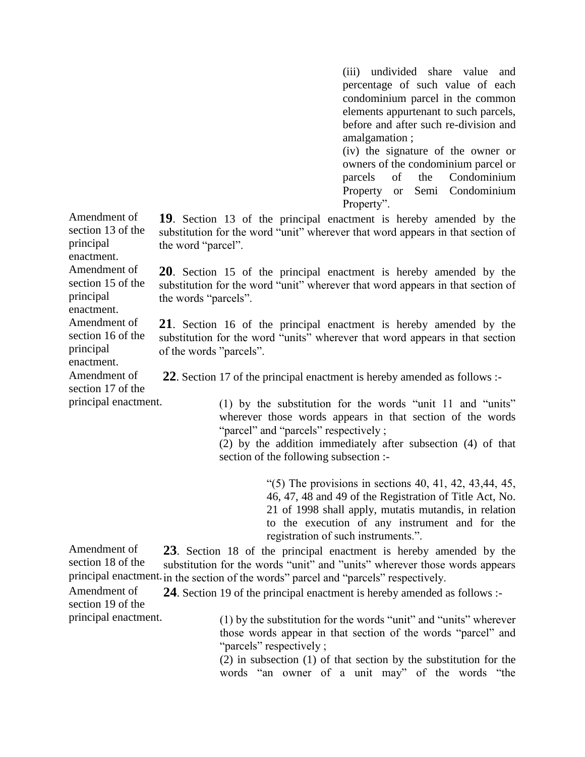(iii) undivided share value and percentage of such value of each condominium parcel in the common elements appurtenant to such parcels, before and after such re-division and amalgamation ;

(iv) the signature of the owner or owners of the condominium parcel or parcels of the Condominium Property or Semi Condominium Property".

Amendment of section 13 of the principal enactment.

**19**. Section 13 of the principal enactment is hereby amended by the substitution for the word "unit" wherever that word appears in that section of the word "parcel".

Amendment of section 15 of the principal enactment.

**20**. Section 15 of the principal enactment is hereby amended by the substitution for the word "unit" wherever that word appears in that section of the words "parcels".

Amendment of section 16 of the principal enactment.

**21**. Section 16 of the principal enactment is hereby amended by the substitution for the word "units" wherever that word appears in that section of the words "parcels".

Amendment of section 17 of the principal enactment.

**22**. Section 17 of the principal enactment is hereby amended as follows :-

(1) by the substitution for the words "unit 11 and "units" wherever those words appears in that section of the words "parcel" and "parcels" respectively ;

(2) by the addition immediately after subsection (4) of that section of the following subsection :-

"(5) The provisions in sections 40, 41, 42, 43,44, 45, 46, 47, 48 and 49 of the Registration of Title Act, No. 21 of 1998 shall apply, mutatis mutandis, in relation to the execution of any instrument and for the registration of such instruments.".

Amendment of section 18 of the principal enactment.

**23**. Section 18 of the principal enactment is hereby amended by the substitution for the words "unit" and "units" wherever those words appears in the section of the words" parcel and "parcels" respectively.

Amendment of section 19 of the principal enactment.

**24**. Section 19 of the principal enactment is hereby amended as follows :-

(1) by the substitution for the words "unit" and "units" wherever those words appear in that section of the words "parcel" and "parcels" respectively ;

(2) in subsection (1) of that section by the substitution for the words "an owner of a unit may" of the words "the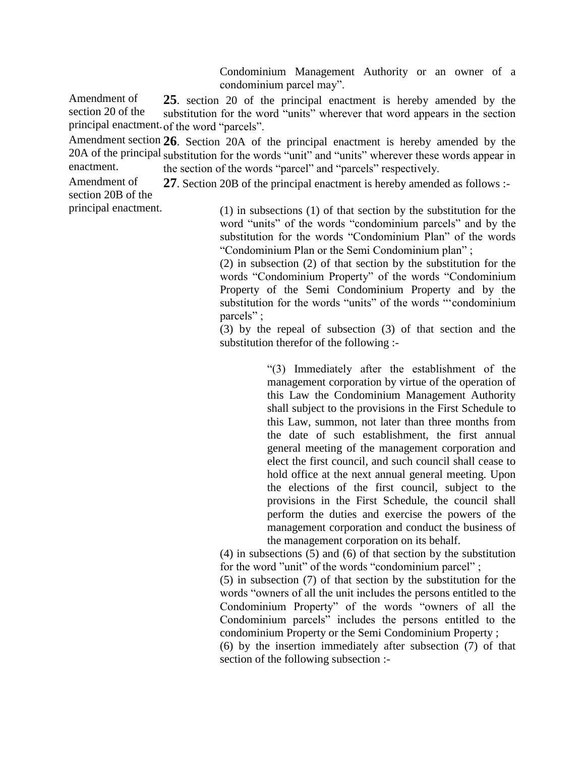Condominium Management Authority or an owner of a condominium parcel may".

Amendment of section 20 of the principal enactment.

**25**. section 20 of the principal enactment is hereby amended by the substitution for the word "units" wherever that word appears in the section of the word "parcels".

Amendment section 20A of the principal enactment.

**26**. Section 20A of the principal enactment is hereby amended by the substitution for the words "unit" and "units" wherever these words appear in the section of the words "parcel" and "parcels" respectively.

Amendment of section 20B of the principal enactment.

**27**. Section 20B of the principal enactment is hereby amended as follows :-

(1) in subsections (1) of that section by the substitution for the word "units" of the words "condominium parcels" and by the substitution for the words "Condominium Plan" of the words "Condominium Plan or the Semi Condominium plan" ;

(2) in subsection (2) of that section by the substitution for the words "Condominium Property" of the words "Condominium Property of the Semi Condominium Property and by the substitution for the words "units" of the words "'condominium parcels" ;

(3) by the repeal of subsection (3) of that section and the substitution therefor of the following :-

> "(3) Immediately after the establishment of the management corporation by virtue of the operation of this Law the Condominium Management Authority shall subject to the provisions in the First Schedule to this Law, summon, not later than three months from the date of such establishment, the first annual general meeting of the management corporation and elect the first council, and such council shall cease to hold office at the next annual general meeting. Upon the elections of the first council, subject to the provisions in the First Schedule, the council shall perform the duties and exercise the powers of the management corporation and conduct the business of the management corporation on its behalf.

(4) in subsections (5) and (6) of that section by the substitution for the word "unit" of the words "condominium parcel" ;

(5) in subsection (7) of that section by the substitution for the words "owners of all the unit includes the persons entitled to the Condominium Property" of the words "owners of all the Condominium parcels" includes the persons entitled to the condominium Property or the Semi Condominium Property ;

(6) by the insertion immediately after subsection (7) of that section of the following subsection :-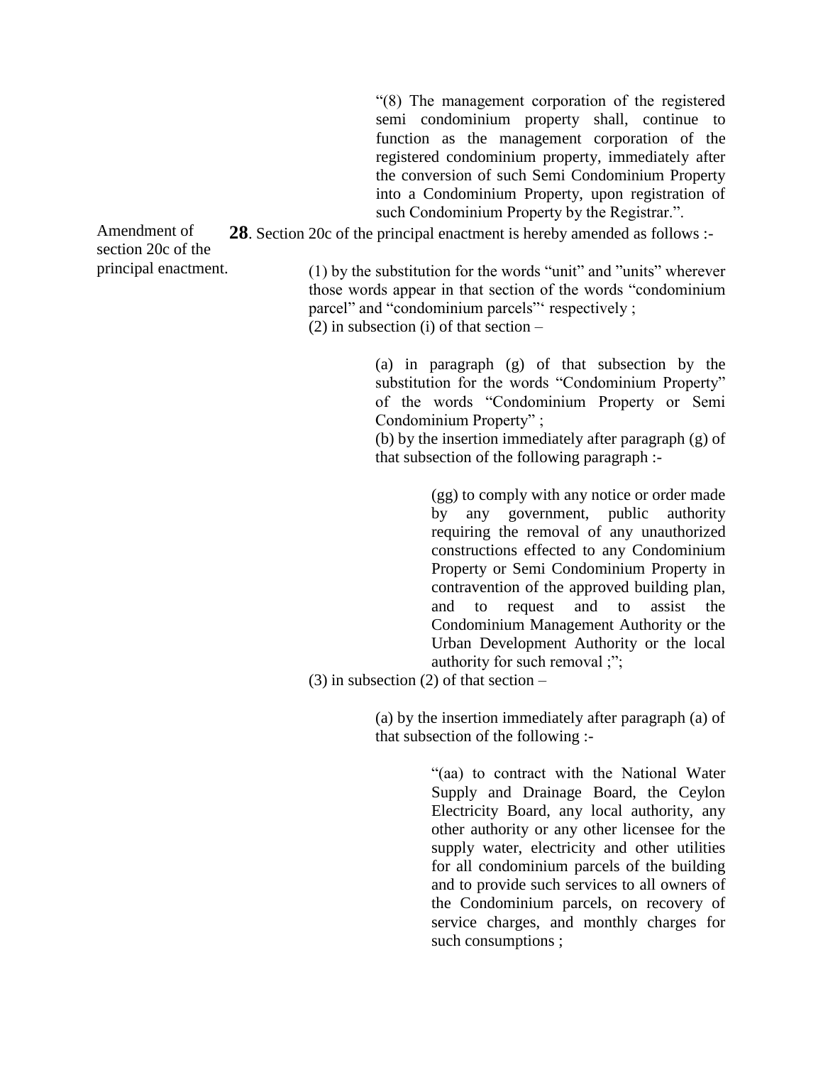"(8) The management corporation of the registered semi condominium property shall, continue to function as the management corporation of the registered condominium property, immediately after the conversion of such Semi Condominium Property into a Condominium Property, upon registration of such Condominium Property by the Registrar.".

Amendment of section 20c of the principal enactment.

**28**. Section 20c of the principal enactment is hereby amended as follows :-

(1) by the substitution for the words "unit" and "units" wherever those words appear in that section of the words "condominium parcel" and "condominium parcels"' respectively ;

(2) in subsection (i) of that section –

(a) in paragraph (g) of that subsection by the substitution for the words "Condominium Property" of the words "Condominium Property or Semi Condominium Property" ;

(b) by the insertion immediately after paragraph (g) of that subsection of the following paragraph :-

(gg) to comply with any notice or order made by any government, public authority requiring the removal of any unauthorized constructions effected to any Condominium Property or Semi Condominium Property in contravention of the approved building plan, and to request and to assist the Condominium Management Authority or the Urban Development Authority or the local authority for such removal ;";

(3) in subsection (2) of that section –

(a) by the insertion immediately after paragraph (a) of that subsection of the following :-

"(aa) to contract with the National Water Supply and Drainage Board, the Ceylon Electricity Board, any local authority, any other authority or any other licensee for the supply water, electricity and other utilities for all condominium parcels of the building and to provide such services to all owners of the Condominium parcels, on recovery of service charges, and monthly charges for such consumptions ;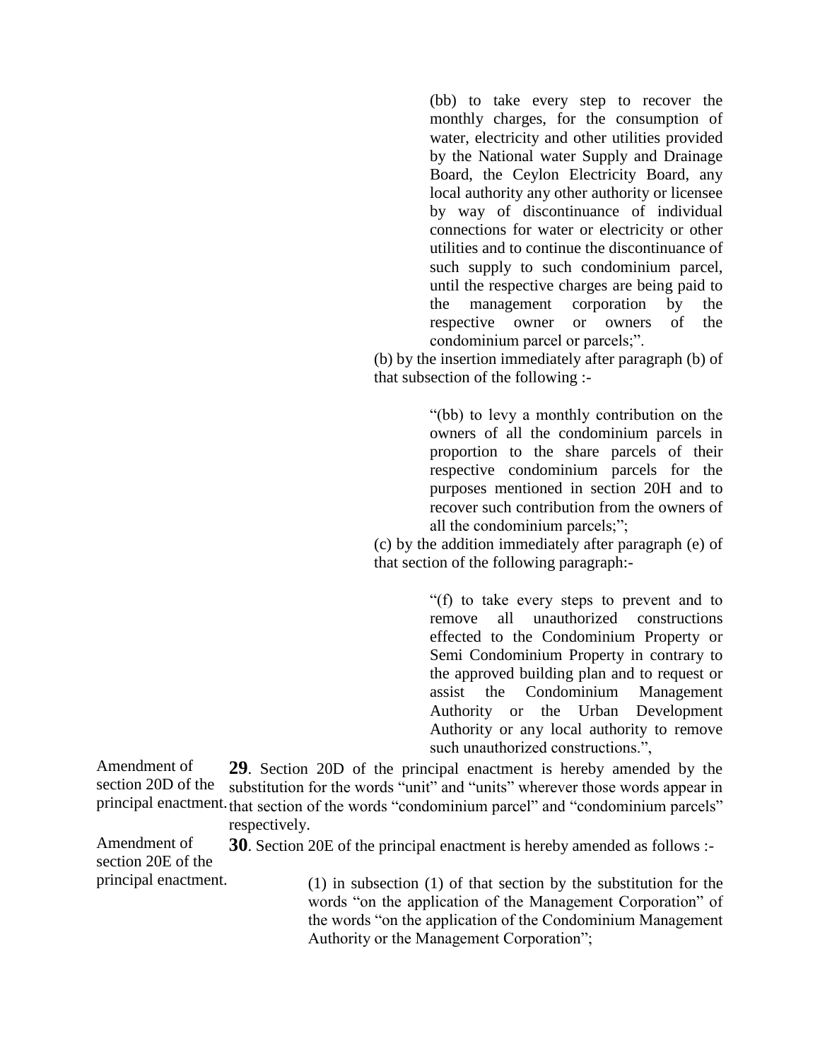(bb) to take every step to recover the monthly charges, for the consumption of water, electricity and other utilities provided by the National water Supply and Drainage Board, the Ceylon Electricity Board, any local authority any other authority or licensee by way of discontinuance of individual connections for water or electricity or other utilities and to continue the discontinuance of such supply to such condominium parcel, until the respective charges are being paid to the management corporation by the respective owner or owners of the condominium parcel or parcels;".

(b) by the insertion immediately after paragraph (b) of that subsection of the following :-

"(bb) to levy a monthly contribution on the owners of all the condominium parcels in proportion to the share parcels of their respective condominium parcels for the purposes mentioned in section 20H and to recover such contribution from the owners of all the condominium parcels;";

(c) by the addition immediately after paragraph (e) of that section of the following paragraph:-

"(f) to take every steps to prevent and to remove all unauthorized constructions effected to the Condominium Property or Semi Condominium Property in contrary to the approved building plan and to request or assist the Condominium Management Authority or the Urban Development Authority or any local authority to remove such unauthorized constructions.",

Amendment of section 20D of the principal enactment.

**29**. Section 20D of the principal enactment is hereby amended by the substitution for the words "unit" and "units" wherever those words appear in that section of the words "condominium parcel" and "condominium parcels" respectively.

Amendment of section 20E of the principal enactment.

**30**. Section 20E of the principal enactment is hereby amended as follows :-

(1) in subsection (1) of that section by the substitution for the words "on the application of the Management Corporation" of the words "on the application of the Condominium Management Authority or the Management Corporation";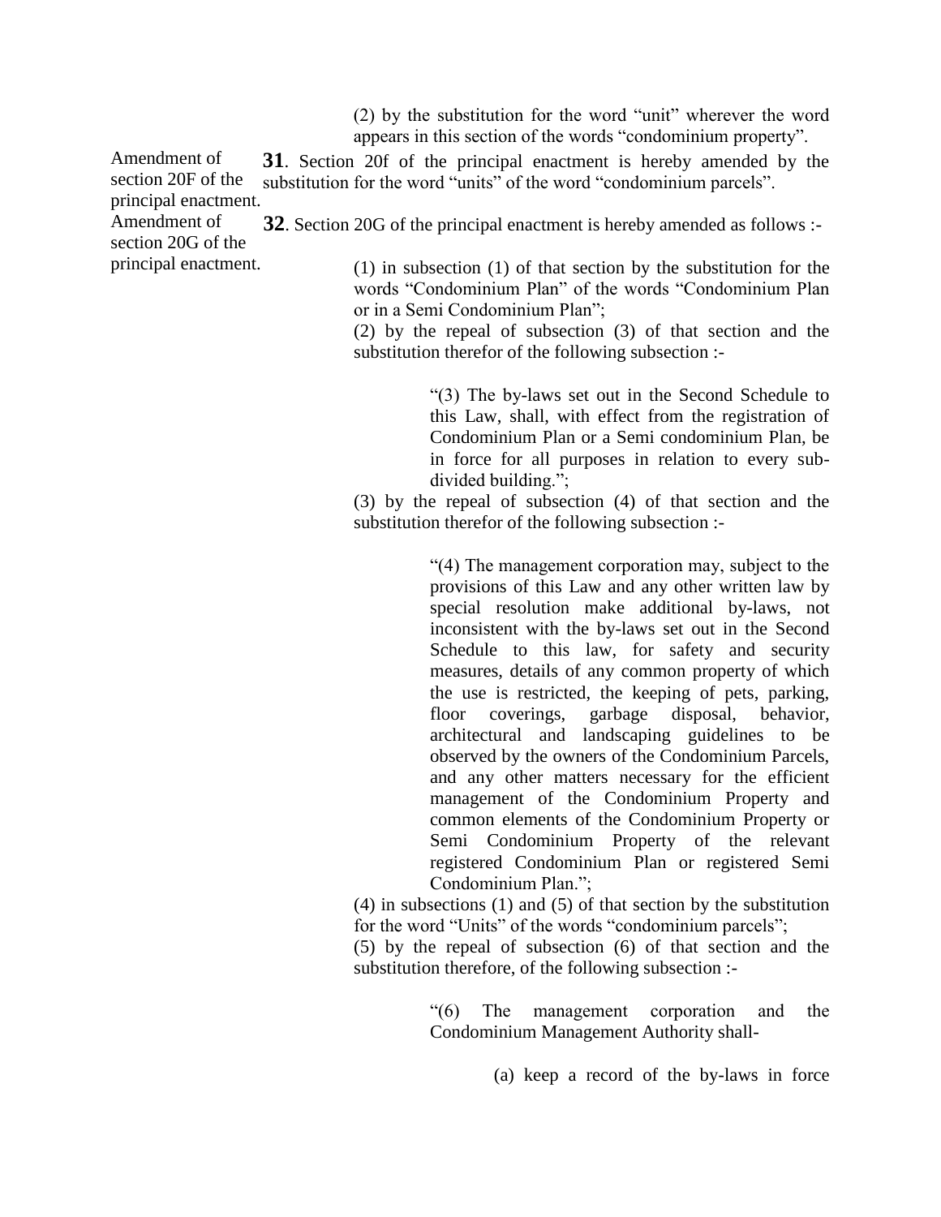(2) by the substitution for the word "unit" wherever the word appears in this section of the words "condominium property".

Amendment of section 20F of the principal enactment.

**31**. Section 20f of the principal enactment is hereby amended by the substitution for the word "units" of the word "condominium parcels".

Amendment of section 20G of the principal enactment.

**32**. Section 20G of the principal enactment is hereby amended as follows :-

(1) in subsection (1) of that section by the substitution for the words "Condominium Plan" of the words "Condominium Plan or in a Semi Condominium Plan";

(2) by the repeal of subsection (3) of that section and the substitution therefor of the following subsection :-

> "(3) The by-laws set out in the Second Schedule to this Law, shall, with effect from the registration of Condominium Plan or a Semi condominium Plan, be in force for all purposes in relation to every sub-divided building.";

(3) by the repeal of subsection (4) of that section and the substitution therefor of the following subsection :-

> "(4) The management corporation may, subject to the provisions of this Law and any other written law by special resolution make additional by-laws, not inconsistent with the by-laws set out in the Second Schedule to this law, for safety and security measures, details of any common property of which the use is restricted, the keeping of pets, parking, floor coverings, garbage disposal, behavior, architectural and landscaping guidelines to be observed by the owners of the Condominium Parcels, and any other matters necessary for the efficient management of the Condominium Property and common elements of the Condominium Property or Semi Condominium Property of the relevant registered Condominium Plan or registered Semi Condominium Plan.";

(4) in subsections (1) and (5) of that section by the substitution for the word "Units" of the words "condominium parcels";

(5) by the repeal of subsection (6) of that section and the substitution therefore, of the following subsection :-

> "(6) The management corporation and the Condominium Management Authority shall-
>
> (a) keep a record of the by-laws in force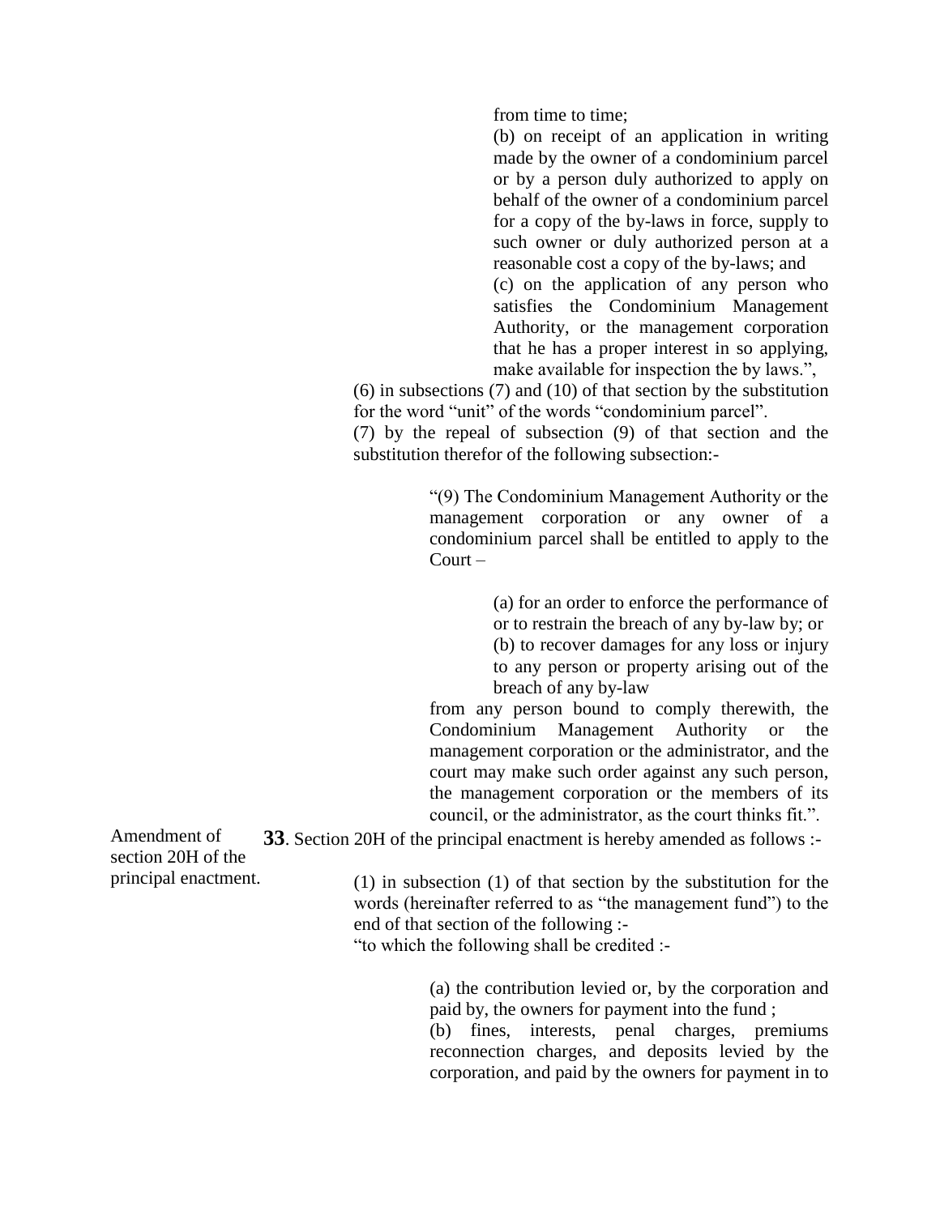from time to time;

(b) on receipt of an application in writing made by the owner of a condominium parcel or by a person duly authorized to apply on behalf of the owner of a condominium parcel for a copy of the by-laws in force, supply to such owner or duly authorized person at a reasonable cost a copy of the by-laws; and

(c) on the application of any person who satisfies the Condominium Management Authority, or the management corporation that he has a proper interest in so applying, make available for inspection the by laws.",

(6) in subsections (7) and (10) of that section by the substitution for the word "unit" of the words "condominium parcel".

(7) by the repeal of subsection (9) of that section and the substitution therefor of the following subsection:-

> "(9) The Condominium Management Authority or the management corporation or any owner of a condominium parcel shall be entitled to apply to the Court –
>
> > (a) for an order to enforce the performance of or to restrain the breach of any by-law by; or
> >
> > (b) to recover damages for any loss or injury to any person or property arising out of the breach of any by-law
>
> from any person bound to comply therewith, the Condominium Management Authority or the management corporation or the administrator, and the court may make such order against any such person, the management corporation or the members of its council, or the administrator, as the court thinks fit.".

*Amendment of section 20H of the principal enactment.*

**33**. Section 20H of the principal enactment is hereby amended as follows :-

(1) in subsection (1) of that section by the substitution for the words (hereinafter referred to as "the management fund") to the end of that section of the following :-

"to which the following shall be credited :-

> (a) the contribution levied or, by the corporation and paid by, the owners for payment into the fund ;
>
> (b) fines, interests, penal charges, premiums reconnection charges, and deposits levied by the corporation, and paid by the owners for payment in to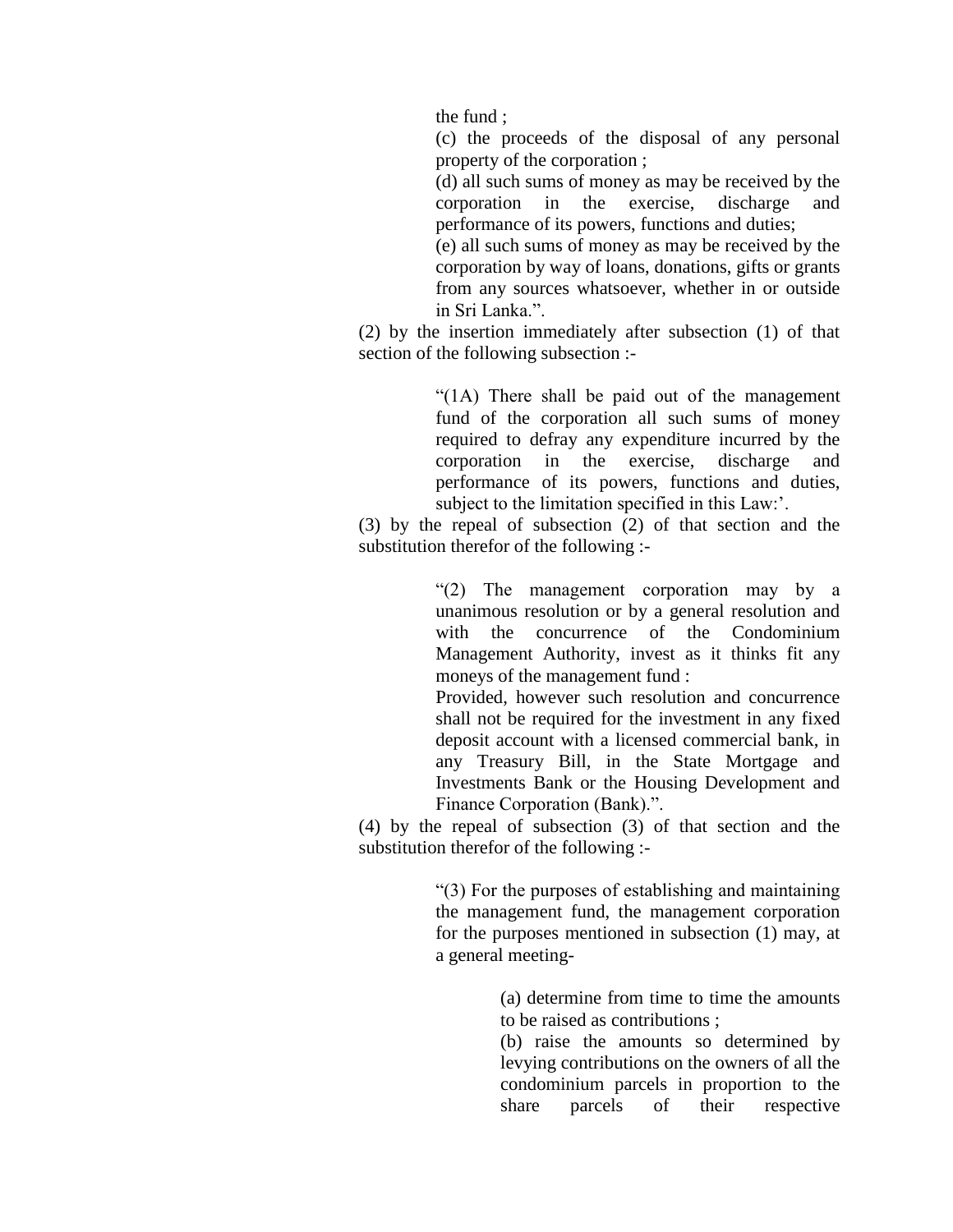the fund ;

(c) the proceeds of the disposal of any personal property of the corporation ;

(d) all such sums of money as may be received by the corporation in the exercise, discharge and performance of its powers, functions and duties;

(e) all such sums of money as may be received by the corporation by way of loans, donations, gifts or grants from any sources whatsoever, whether in or outside in Sri Lanka.".

(2) by the insertion immediately after subsection (1) of that section of the following subsection :-

> "(1A) There shall be paid out of the management fund of the corporation all such sums of money required to defray any expenditure incurred by the corporation in the exercise, discharge and performance of its powers, functions and duties, subject to the limitation specified in this Law:'.

(3) by the repeal of subsection (2) of that section and the substitution therefor of the following :-

> "(2) The management corporation may by a unanimous resolution or by a general resolution and with the concurrence of the Condominium Management Authority, invest as it thinks fit any moneys of the management fund :
>
> Provided, however such resolution and concurrence shall not be required for the investment in any fixed deposit account with a licensed commercial bank, in any Treasury Bill, in the State Mortgage and Investments Bank or the Housing Development and Finance Corporation (Bank).".

(4) by the repeal of subsection (3) of that section and the substitution therefor of the following :-

> "(3) For the purposes of establishing and maintaining the management fund, the management corporation for the purposes mentioned in subsection (1) may, at a general meeting-
>
> (a) determine from time to time the amounts to be raised as contributions ;
>
> (b) raise the amounts so determined by levying contributions on the owners of all the condominium parcels in proportion to the share parcels of their respective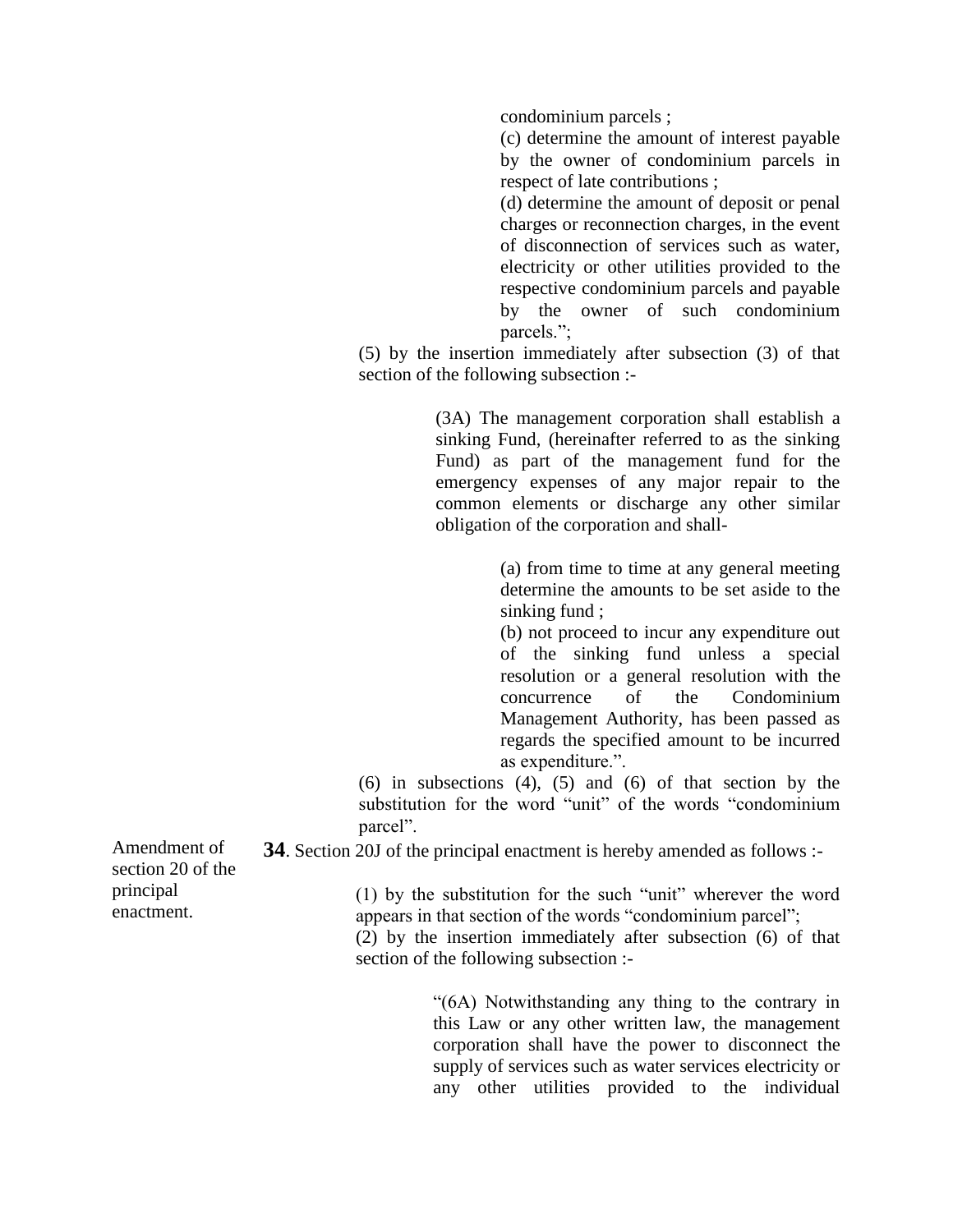condominium parcels ;

(c) determine the amount of interest payable by the owner of condominium parcels in respect of late contributions ;

(d) determine the amount of deposit or penal charges or reconnection charges, in the event of disconnection of services such as water, electricity or other utilities provided to the respective condominium parcels and payable by the owner of such condominium parcels.";

(5) by the insertion immediately after subsection (3) of that section of the following subsection :-

(3A) The management corporation shall establish a sinking Fund, (hereinafter referred to as the sinking Fund) as part of the management fund for the emergency expenses of any major repair to the common elements or discharge any other similar obligation of the corporation and shall-

(a) from time to time at any general meeting determine the amounts to be set aside to the sinking fund ;

(b) not proceed to incur any expenditure out of the sinking fund unless a special resolution or a general resolution with the concurrence of the Condominium Management Authority, has been passed as regards the specified amount to be incurred as expenditure.".

(6) in subsections (4), (5) and (6) of that section by the substitution for the word "unit" of the words "condominium parcel".

Amendment of section 20 of the principal enactment.

**34**. Section 20J of the principal enactment is hereby amended as follows :-

(1) by the substitution for the such "unit" wherever the word appears in that section of the words "condominium parcel";

(2) by the insertion immediately after subsection (6) of that section of the following subsection :-

"(6A) Notwithstanding any thing to the contrary in this Law or any other written law, the management corporation shall have the power to disconnect the supply of services such as water services electricity or any other utilities provided to the individual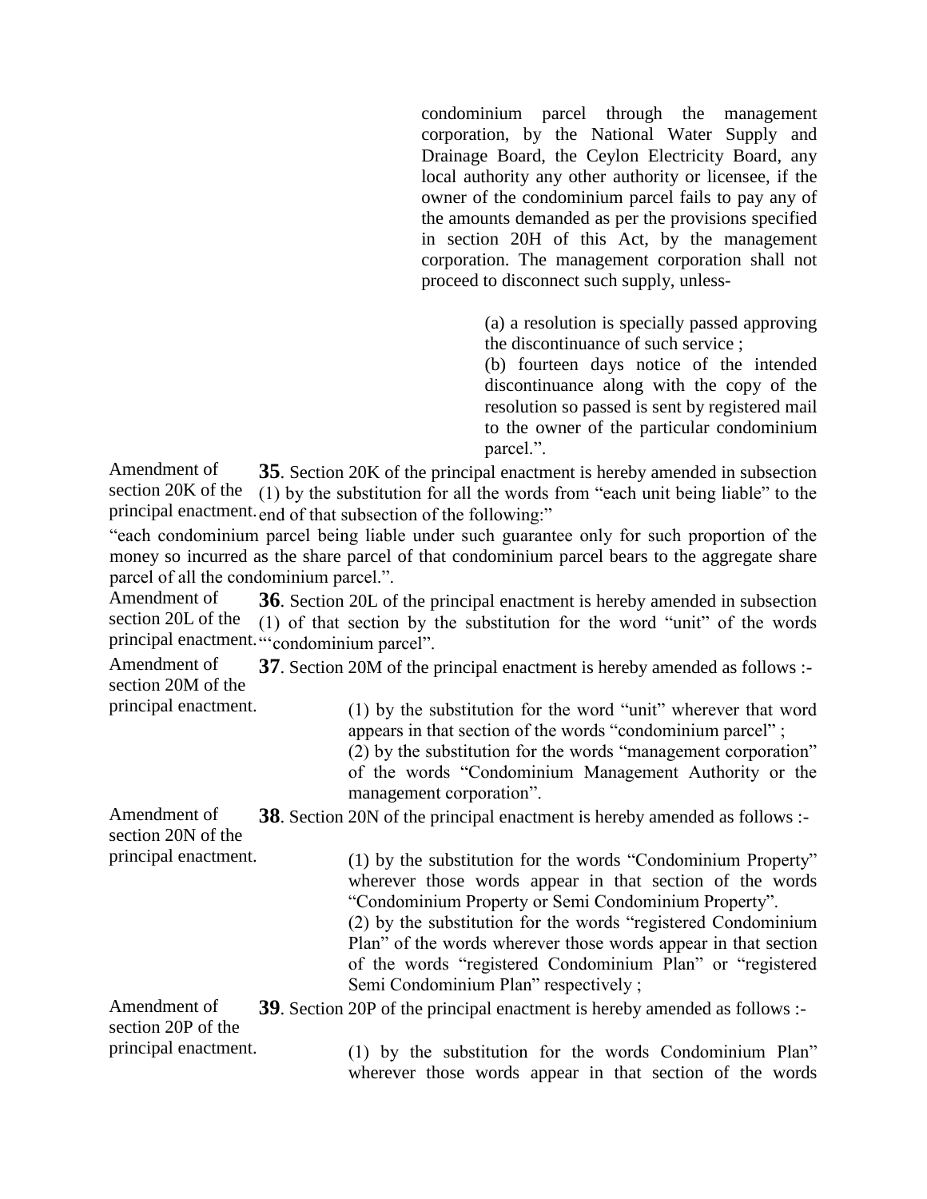condominium parcel through the management corporation, by the National Water Supply and Drainage Board, the Ceylon Electricity Board, any local authority any other authority or licensee, if the owner of the condominium parcel fails to pay any of the amounts demanded as per the provisions specified in section 20H of this Act, by the management corporation. The management corporation shall not proceed to disconnect such supply, unless-

(a) a resolution is specially passed approving the discontinuance of such service ;
(b) fourteen days notice of the intended discontinuance along with the copy of the resolution so passed is sent by registered mail to the owner of the particular condominium parcel.".

Amendment of section 20K of the principal enactment.

**35**. Section 20K of the principal enactment is hereby amended in subsection (1) by the substitution for all the words from "each unit being liable" to the end of that subsection of the following:"

"each condominium parcel being liable under such guarantee only for such proportion of the money so incurred as the share parcel of that condominium parcel bears to the aggregate share parcel of all the condominium parcel.".

Amendment of section 20L of the principal enactment.

**36**. Section 20L of the principal enactment is hereby amended in subsection (1) of that section by the substitution for the word "unit" of the words "'condominium parcel".

Amendment of section 20M of the principal enactment.

**37**. Section 20M of the principal enactment is hereby amended as follows :-

(1) by the substitution for the word "unit" wherever that word appears in that section of the words "condominium parcel" ;
(2) by the substitution for the words "management corporation" of the words "Condominium Management Authority or the management corporation".

Amendment of section 20N of the principal enactment.

**38**. Section 20N of the principal enactment is hereby amended as follows :-

(1) by the substitution for the words "Condominium Property" wherever those words appear in that section of the words "Condominium Property or Semi Condominium Property".
(2) by the substitution for the words "registered Condominium Plan" of the words wherever those words appear in that section of the words "registered Condominium Plan" or "registered Semi Condominium Plan" respectively ;

Amendment of section 20P of the principal enactment.

**39**. Section 20P of the principal enactment is hereby amended as follows :-

(1) by the substitution for the words Condominium Plan" wherever those words appear in that section of the words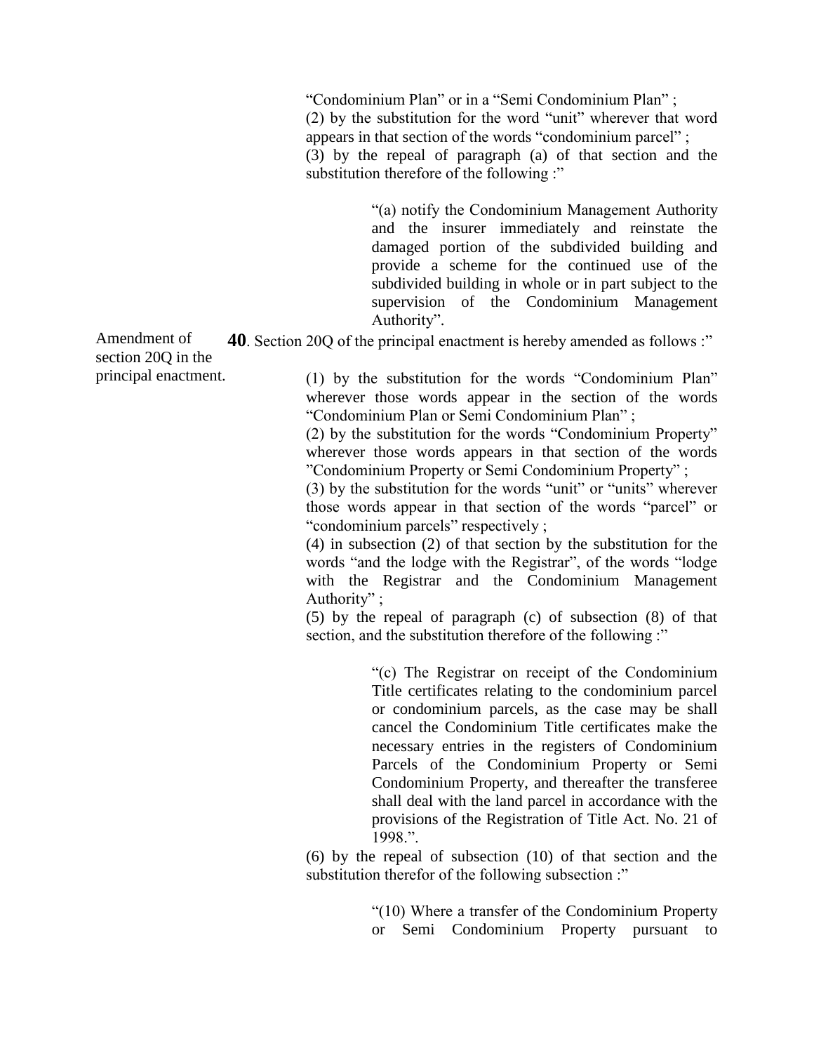"Condominium Plan" or in a "Semi Condominium Plan" ;

(2) by the substitution for the word "unit" wherever that word appears in that section of the words "condominium parcel" ;

(3) by the repeal of paragraph (a) of that section and the substitution therefore of the following :"

> "(a) notify the Condominium Management Authority and the insurer immediately and reinstate the damaged portion of the subdivided building and provide a scheme for the continued use of the subdivided building in whole or in part subject to the supervision of the Condominium Management Authority".

Amendment of section 20Q in the principal enactment.

**40**. Section 20Q of the principal enactment is hereby amended as follows :"

(1) by the substitution for the words "Condominium Plan" wherever those words appear in the section of the words "Condominium Plan or Semi Condominium Plan" ;

(2) by the substitution for the words "Condominium Property" wherever those words appears in that section of the words "Condominium Property or Semi Condominium Property" ;

(3) by the substitution for the words "unit" or "units" wherever those words appear in that section of the words "parcel" or "condominium parcels" respectively ;

(4) in subsection (2) of that section by the substitution for the words "and the lodge with the Registrar", of the words "lodge with the Registrar and the Condominium Management Authority" ;

(5) by the repeal of paragraph (c) of subsection (8) of that section, and the substitution therefore of the following :"

> "(c) The Registrar on receipt of the Condominium Title certificates relating to the condominium parcel or condominium parcels, as the case may be shall cancel the Condominium Title certificates make the necessary entries in the registers of Condominium Parcels of the Condominium Property or Semi Condominium Property, and thereafter the transferee shall deal with the land parcel in accordance with the provisions of the Registration of Title Act. No. 21 of 1998.".

(6) by the repeal of subsection (10) of that section and the substitution therefor of the following subsection :"

> "(10) Where a transfer of the Condominium Property or Semi Condominium Property pursuant to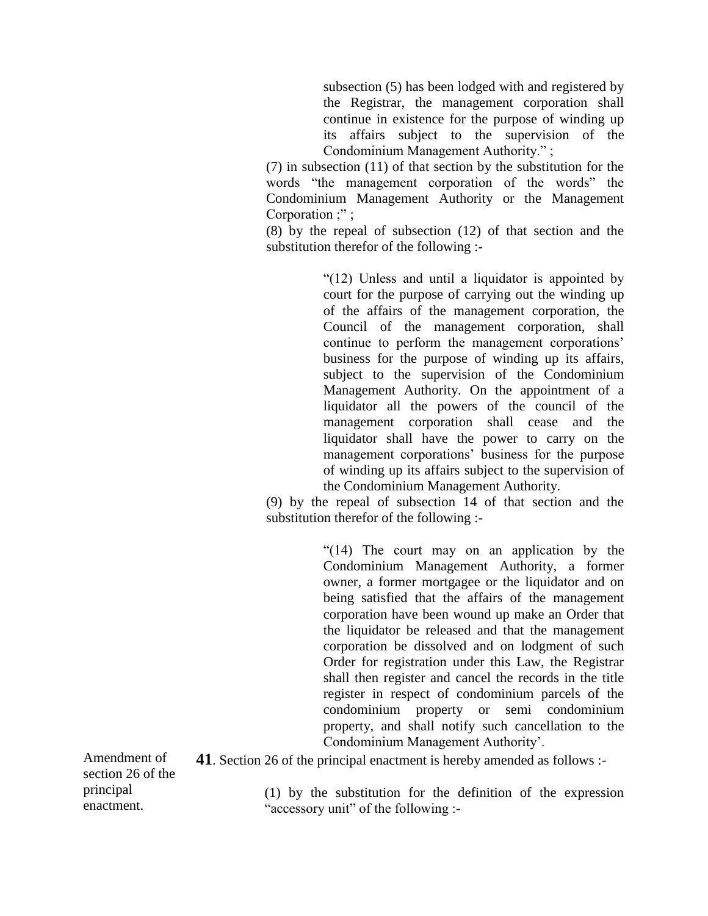subsection (5) has been lodged with and registered by the Registrar, the management corporation shall continue in existence for the purpose of winding up its affairs subject to the supervision of the Condominium Management Authority." ;

(7) in subsection (11) of that section by the substitution for the words "the management corporation of the words" the Condominium Management Authority or the Management Corporation ;" ;

(8) by the repeal of subsection (12) of that section and the substitution therefor of the following :-

> "(12) Unless and until a liquidator is appointed by court for the purpose of carrying out the winding up of the affairs of the management corporation, the Council of the management corporation, shall continue to perform the management corporations' business for the purpose of winding up its affairs, subject to the supervision of the Condominium Management Authority. On the appointment of a liquidator all the powers of the council of the management corporation shall cease and the liquidator shall have the power to carry on the management corporations' business for the purpose of winding up its affairs subject to the supervision of the Condominium Management Authority.

(9) by the repeal of subsection 14 of that section and the substitution therefor of the following :-

> "(14) The court may on an application by the Condominium Management Authority, a former owner, a former mortgagee or the liquidator and on being satisfied that the affairs of the management corporation have been wound up make an Order that the liquidator be released and that the management corporation be dissolved and on lodgment of such Order for registration under this Law, the Registrar shall then register and cancel the records in the title register in respect of condominium parcels of the condominium property or semi condominium property, and shall notify such cancellation to the Condominium Management Authority'.

Amendment of section 26 of the principal enactment.

**41**. Section 26 of the principal enactment is hereby amended as follows :-

(1) by the substitution for the definition of the expression "accessory unit" of the following :-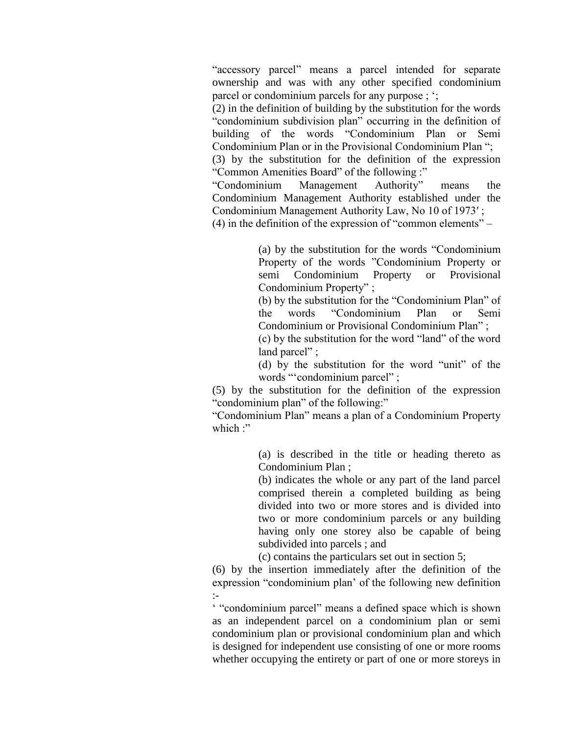"accessory parcel" means a parcel intended for separate ownership and was with any other specified condominium parcel or condominium parcels for any purpose ; ';

(2) in the definition of building by the substitution for the words "condominium subdivision plan" occurring in the definition of building of the words "Condominium Plan or Semi Condominium Plan or in the Provisional Condominium Plan ";

(3) by the substitution for the definition of the expression "Common Amenities Board" of the following :"

"Condominium Management Authority" means the Condominium Management Authority established under the Condominium Management Authority Law, No 10 of 1973′ ;

(4) in the definition of the expression of "common elements" –

> (a) by the substitution for the words "Condominium Property of the words "Condominium Property or semi Condominium Property or Provisional Condominium Property" ;
>
> (b) by the substitution for the "Condominium Plan" of the words "Condominium Plan or Semi Condominium or Provisional Condominium Plan" ;
>
> (c) by the substitution for the word "land" of the word land parcel" ;
>
> (d) by the substitution for the word "unit" of the words "'condominium parcel" ;

(5) by the substitution for the definition of the expression "condominium plan" of the following:"

"Condominium Plan" means a plan of a Condominium Property which :"

> (a) is described in the title or heading thereto as Condominium Plan ;
>
> (b) indicates the whole or any part of the land parcel comprised therein a completed building as being divided into two or more stores and is divided into two or more condominium parcels or any building having only one storey also be capable of being subdivided into parcels ; and
>
> (c) contains the particulars set out in section 5;

(6) by the insertion immediately after the definition of the expression "condominium plan' of the following new definition :-

' "condominium parcel" means a defined space which is shown as an independent parcel on a condominium plan or semi condominium plan or provisional condominium plan and which is designed for independent use consisting of one or more rooms whether occupying the entirety or part of one or more storeys in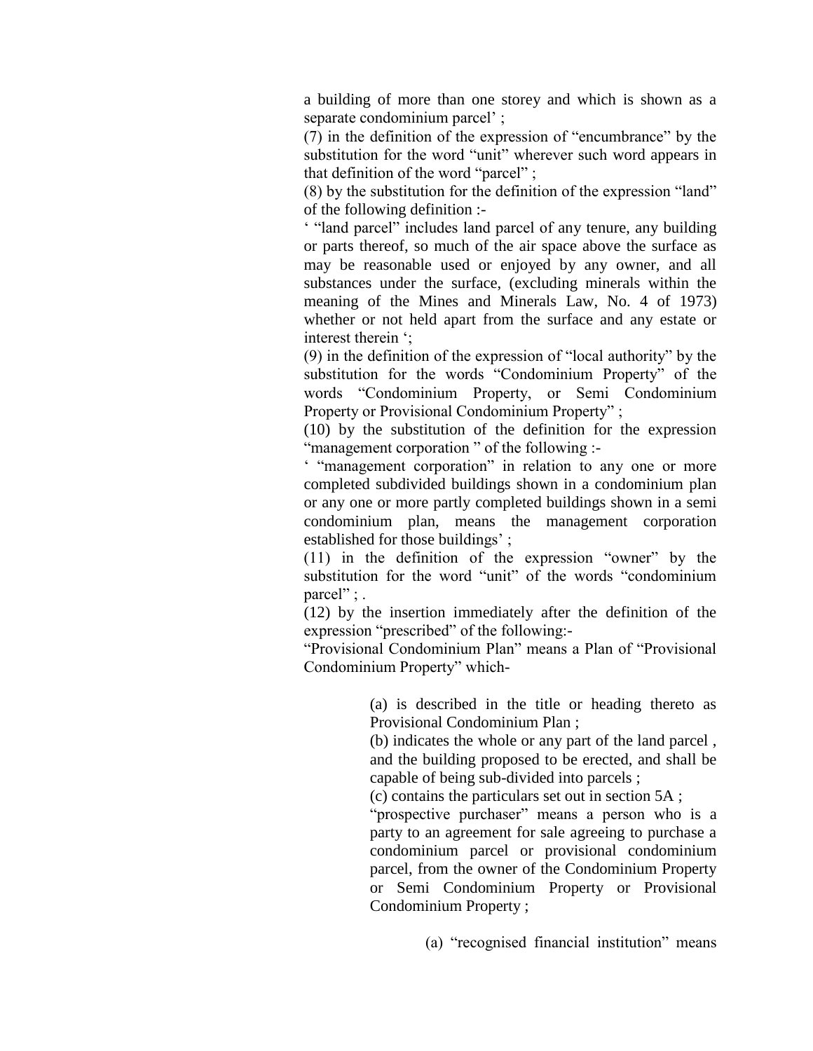a building of more than one storey and which is shown as a separate condominium parcel' ;

(7) in the definition of the expression of "encumbrance" by the substitution for the word "unit" wherever such word appears in that definition of the word "parcel" ;

(8) by the substitution for the definition of the expression "land" of the following definition :-

' "land parcel" includes land parcel of any tenure, any building or parts thereof, so much of the air space above the surface as may be reasonable used or enjoyed by any owner, and all substances under the surface, (excluding minerals within the meaning of the Mines and Minerals Law, No. 4 of 1973) whether or not held apart from the surface and any estate or interest therein ';

(9) in the definition of the expression of "local authority" by the substitution for the words "Condominium Property" of the words "Condominium Property, or Semi Condominium Property or Provisional Condominium Property" ;

(10) by the substitution of the definition for the expression "management corporation " of the following :-

' "management corporation" in relation to any one or more completed subdivided buildings shown in a condominium plan or any one or more partly completed buildings shown in a semi condominium plan, means the management corporation established for those buildings' ;

(11) in the definition of the expression "owner" by the substitution for the word "unit" of the words "condominium parcel" ; .

(12) by the insertion immediately after the definition of the expression "prescribed" of the following:-

"Provisional Condominium Plan" means a Plan of "Provisional Condominium Property" which-

> (a) is described in the title or heading thereto as Provisional Condominium Plan ;
>
> (b) indicates the whole or any part of the land parcel , and the building proposed to be erected, and shall be capable of being sub-divided into parcels ;
>
> (c) contains the particulars set out in section 5A ;
>
> "prospective purchaser" means a person who is a party to an agreement for sale agreeing to purchase a condominium parcel or provisional condominium parcel, from the owner of the Condominium Property or Semi Condominium Property or Provisional Condominium Property ;
>
> (a) "recognised financial institution" means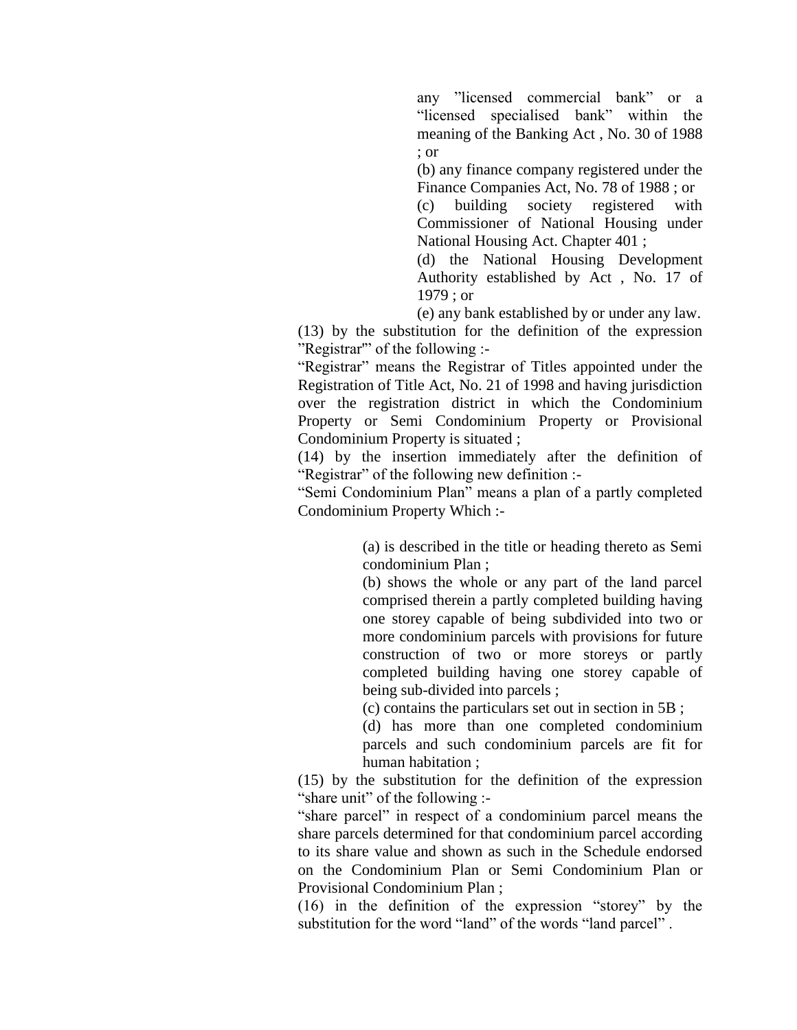any "licensed commercial bank" or a "licensed specialised bank" within the meaning of the Banking Act , No. 30 of 1988 ; or

(b) any finance company registered under the Finance Companies Act, No. 78 of 1988 ; or

(c) building society registered with Commissioner of National Housing under National Housing Act. Chapter 401 ;

(d) the National Housing Development Authority established by Act , No. 17 of 1979 ; or

(e) any bank established by or under any law.

(13) by the substitution for the definition of the expression "Registrar" of the following :-

"Registrar" means the Registrar of Titles appointed under the Registration of Title Act, No. 21 of 1998 and having jurisdiction over the registration district in which the Condominium Property or Semi Condominium Property or Provisional Condominium Property is situated ;

(14) by the insertion immediately after the definition of "Registrar" of the following new definition :-

"Semi Condominium Plan" means a plan of a partly completed Condominium Property Which :-

(a) is described in the title or heading thereto as Semi condominium Plan ;

(b) shows the whole or any part of the land parcel comprised therein a partly completed building having one storey capable of being subdivided into two or more condominium parcels with provisions for future construction of two or more storeys or partly completed building having one storey capable of being sub-divided into parcels ;

(c) contains the particulars set out in section in 5B ;

(d) has more than one completed condominium parcels and such condominium parcels are fit for human habitation ;

(15) by the substitution for the definition of the expression "share unit" of the following :-

"share parcel" in respect of a condominium parcel means the share parcels determined for that condominium parcel according to its share value and shown as such in the Schedule endorsed on the Condominium Plan or Semi Condominium Plan or Provisional Condominium Plan ;

(16) in the definition of the expression "storey" by the substitution for the word "land" of the words "land parcel" .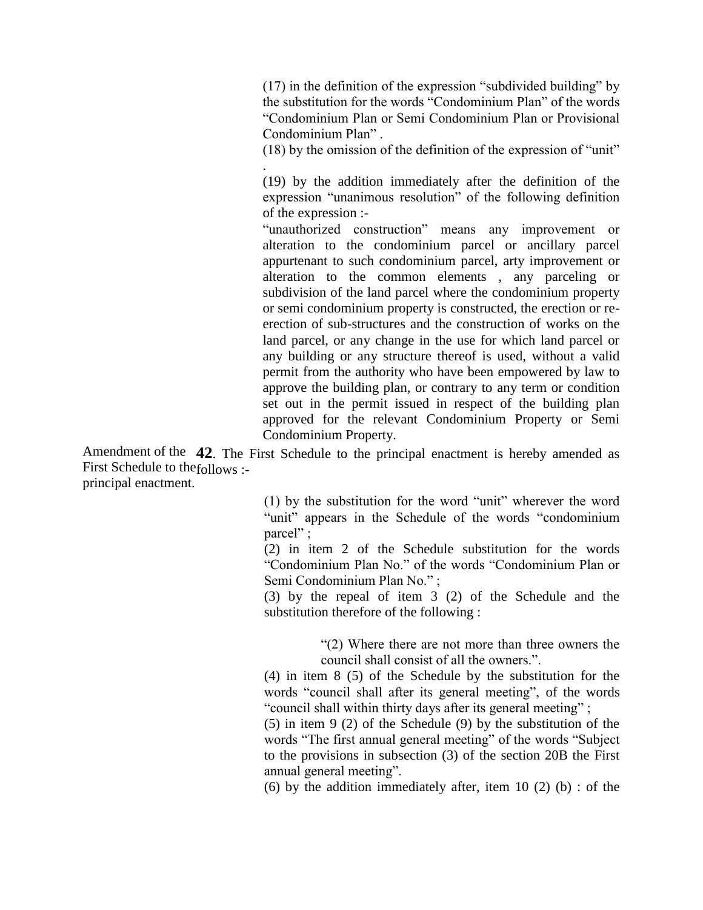(17) in the definition of the expression "subdivided building" by the substitution for the words "Condominium Plan" of the words "Condominium Plan or Semi Condominium Plan or Provisional Condominium Plan" .

(18) by the omission of the definition of the expression of "unit" .

(19) by the addition immediately after the definition of the expression "unanimous resolution" of the following definition of the expression :-

"unauthorized construction" means any improvement or alteration to the condominium parcel or ancillary parcel appurtenant to such condominium parcel, arty improvement or alteration to the common elements , any parceling or subdivision of the land parcel where the condominium property or semi condominium property is constructed, the erection or re-erection of sub-structures and the construction of works on the land parcel, or any change in the use for which land parcel or any building or any structure thereof is used, without a valid permit from the authority who have been empowered by law to approve the building plan, or contrary to any term or condition set out in the permit issued in respect of the building plan approved for the relevant Condominium Property or Semi Condominium Property.

Amendment of the First Schedule to the principal enactment.

**42**. The First Schedule to the principal enactment is hereby amended as follows :-

(1) by the substitution for the word "unit" wherever the word "unit" appears in the Schedule of the words "condominium parcel" ;

(2) in item 2 of the Schedule substitution for the words "Condominium Plan No." of the words "Condominium Plan or Semi Condominium Plan No." ;

(3) by the repeal of item 3 (2) of the Schedule and the substitution therefore of the following :

> "(2) Where there are not more than three owners the council shall consist of all the owners.".

(4) in item 8 (5) of the Schedule by the substitution for the words "council shall after its general meeting", of the words "council shall within thirty days after its general meeting" ;

(5) in item 9 (2) of the Schedule (9) by the substitution of the words "The first annual general meeting" of the words "Subject to the provisions in subsection (3) of the section 20B the First annual general meeting".

(6) by the addition immediately after, item 10 (2) (b) : of the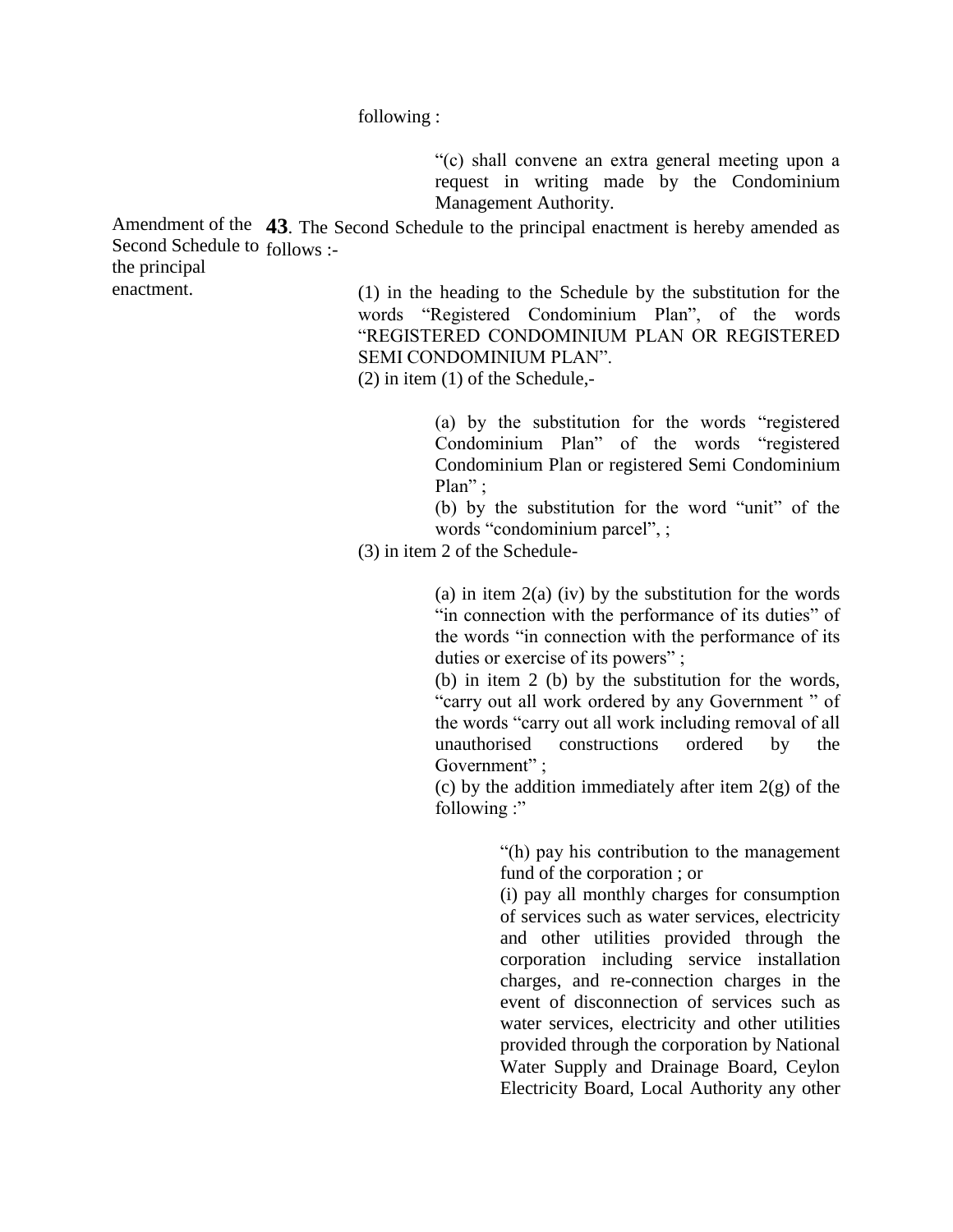following :

> "(c) shall convene an extra general meeting upon a request in writing made by the Condominium Management Authority.

Amendment of the Second Schedule to the principal enactment.

**43**. The Second Schedule to the principal enactment is hereby amended as follows :-

(1) in the heading to the Schedule by the substitution for the words "Registered Condominium Plan", of the words "REGISTERED CONDOMINIUM PLAN OR REGISTERED SEMI CONDOMINIUM PLAN".

(2) in item (1) of the Schedule,-

> (a) by the substitution for the words "registered Condominium Plan" of the words "registered Condominium Plan or registered Semi Condominium Plan" ;
>
> (b) by the substitution for the word "unit" of the words "condominium parcel", ;

(3) in item 2 of the Schedule-

> (a) in item 2(a) (iv) by the substitution for the words "in connection with the performance of its duties" of the words "in connection with the performance of its duties or exercise of its powers" ;
>
> (b) in item 2 (b) by the substitution for the words, "carry out all work ordered by any Government " of the words "carry out all work including removal of all unauthorised constructions ordered by the Government" ;
>
> (c) by the addition immediately after item 2(g) of the following :"
>
> > "(h) pay his contribution to the management fund of the corporation ; or
> >
> > (i) pay all monthly charges for consumption of services such as water services, electricity and other utilities provided through the corporation including service installation charges, and re-connection charges in the event of disconnection of services such as water services, electricity and other utilities provided through the corporation by National Water Supply and Drainage Board, Ceylon Electricity Board, Local Authority any other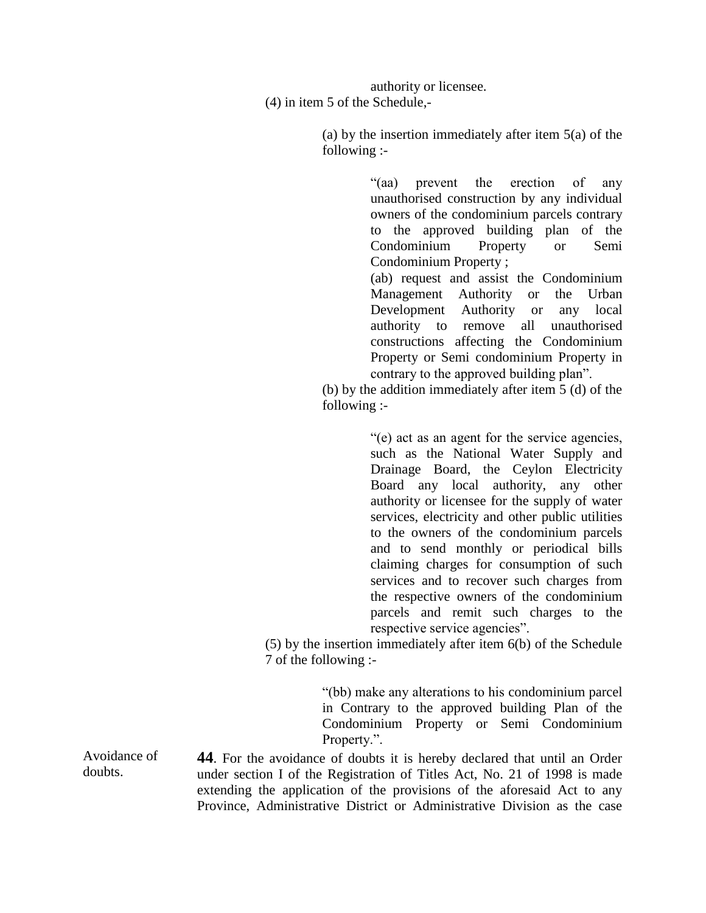authority or licensee.

(4) in item 5 of the Schedule,-

(a) by the insertion immediately after item 5(a) of the following :-

> "(aa) prevent the erection of any unauthorised construction by any individual owners of the condominium parcels contrary to the approved building plan of the Condominium Property or Semi Condominium Property ;
>
> (ab) request and assist the Condominium Management Authority or the Urban Development Authority or any local authority to remove all unauthorised constructions affecting the Condominium Property or Semi condominium Property in contrary to the approved building plan".

(b) by the addition immediately after item 5 (d) of the following :-

> "(e) act as an agent for the service agencies, such as the National Water Supply and Drainage Board, the Ceylon Electricity Board any local authority, any other authority or licensee for the supply of water services, electricity and other public utilities to the owners of the condominium parcels and to send monthly or periodical bills claiming charges for consumption of such services and to recover such charges from the respective owners of the condominium parcels and remit such charges to the respective service agencies".

(5) by the insertion immediately after item 6(b) of the Schedule 7 of the following :-

> "(bb) make any alterations to his condominium parcel in Contrary to the approved building Plan of the Condominium Property or Semi Condominium Property.".

Avoidance of doubts.

**44**. For the avoidance of doubts it is hereby declared that until an Order under section I of the Registration of Titles Act, No. 21 of 1998 is made extending the application of the provisions of the aforesaid Act to any Province, Administrative District or Administrative Division as the case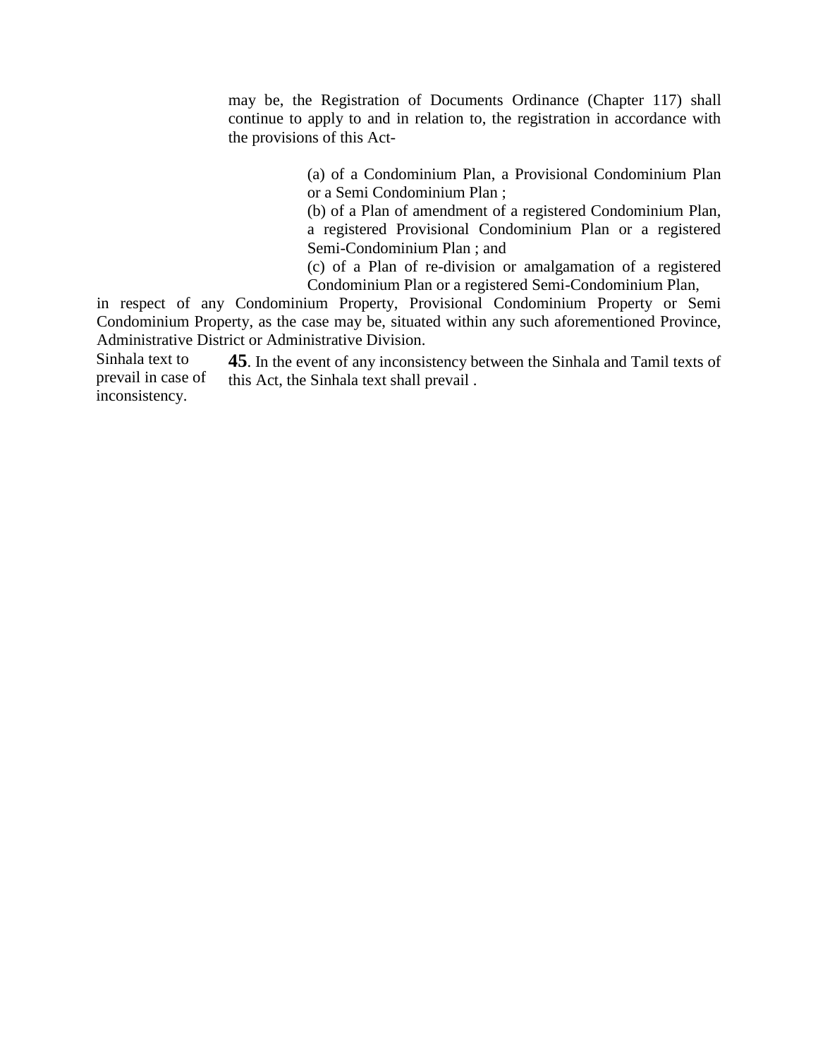may be, the Registration of Documents Ordinance (Chapter 117) shall continue to apply to and in relation to, the registration in accordance with the provisions of this Act-

(a) of a Condominium Plan, a Provisional Condominium Plan or a Semi Condominium Plan ;

(b) of a Plan of amendment of a registered Condominium Plan, a registered Provisional Condominium Plan or a registered Semi-Condominium Plan ; and

(c) of a Plan of re-division or amalgamation of a registered Condominium Plan or a registered Semi-Condominium Plan,

in respect of any Condominium Property, Provisional Condominium Property or Semi Condominium Property, as the case may be, situated within any such aforementioned Province, Administrative District or Administrative Division.

Sinhala text to prevail in case of inconsistency.

**45**. In the event of any inconsistency between the Sinhala and Tamil texts of this Act, the Sinhala text shall prevail .